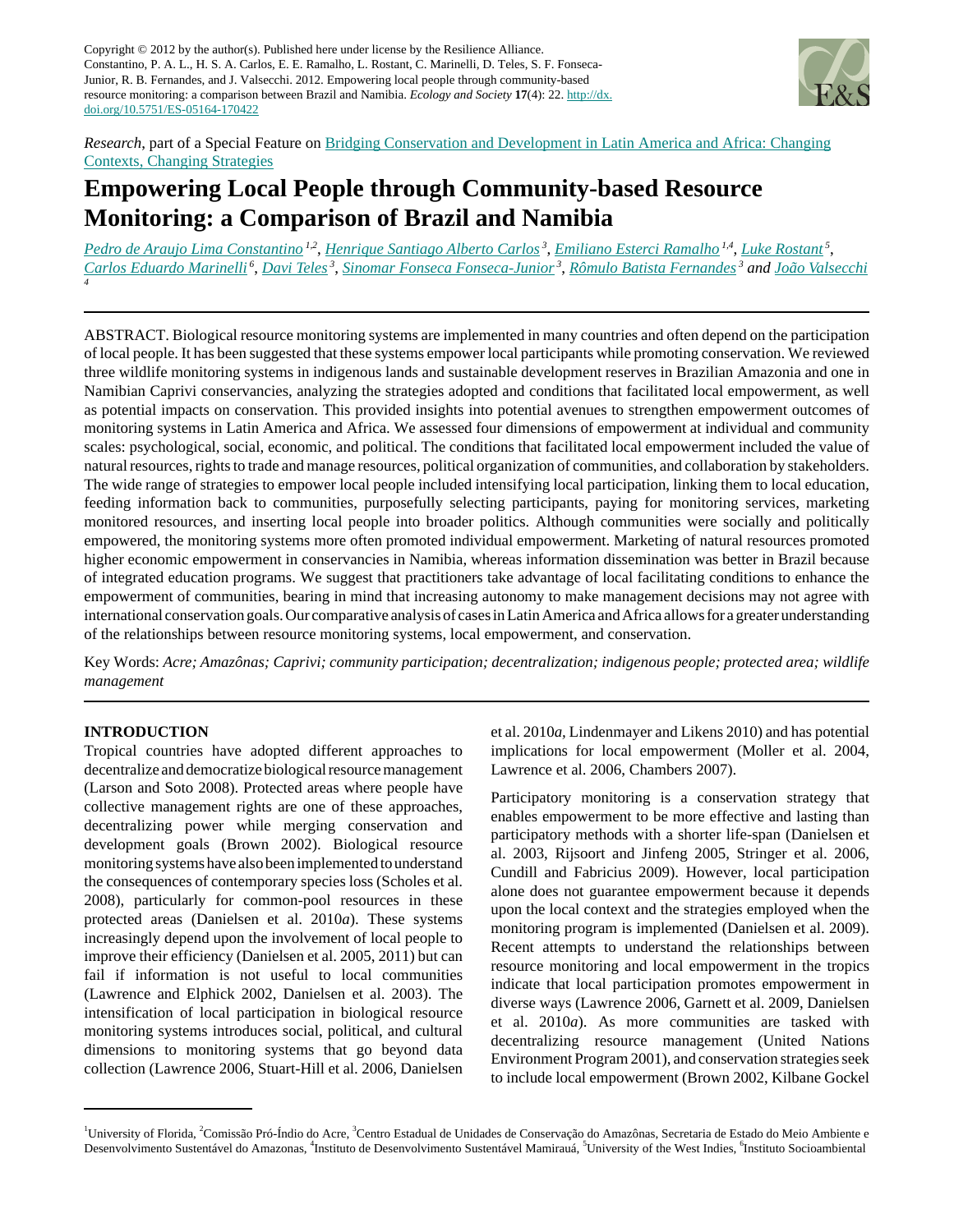Copyright © 2012 by the author(s). Published here under license by the Resilience Alliance.
Constantino, P. A. L., H. S. A. Carlos, E. E. Ramalho, L. Rostant, C. Marinelli, D. Teles, S. F. Fonseca-Junior, R. B. Fernandes, and J. Valsecchi. 2012. Empowering local people through community-based resource monitoring: a comparison between Brazil and Namibia. *Ecology and Society* **17**(4): 22. http://dx.doi.org/10.5751/ES-05164-170422

*Research*, part of a Special Feature on Bridging Conservation and Development in Latin America and Africa: Changing Contexts, Changing Strategies

# Empowering Local People through Community-based Resource Monitoring: a Comparison of Brazil and Namibia

*Pedro de Araujo Lima Constantino* [1,2], *Henrique Santiago Alberto Carlos* [3], *Emiliano Esterci Ramalho* [1,4], *Luke Rostant* [5], *Carlos Eduardo Marinelli* [6], *Davi Teles* [3], *Sinomar Fonseca Fonseca-Junior* [3], *Rômulo Batista Fernandes* [3] and *João Valsecchi* [4]

ABSTRACT. Biological resource monitoring systems are implemented in many countries and often depend on the participation of local people. It has been suggested that these systems empower local participants while promoting conservation. We reviewed three wildlife monitoring systems in indigenous lands and sustainable development reserves in Brazilian Amazonia and one in Namibian Caprivi conservancies, analyzing the strategies adopted and conditions that facilitated local empowerment, as well as potential impacts on conservation. This provided insights into potential avenues to strengthen empowerment outcomes of monitoring systems in Latin America and Africa. We assessed four dimensions of empowerment at individual and community scales: psychological, social, economic, and political. The conditions that facilitated local empowerment included the value of natural resources, rights to trade and manage resources, political organization of communities, and collaboration by stakeholders. The wide range of strategies to empower local people included intensifying local participation, linking them to local education, feeding information back to communities, purposefully selecting participants, paying for monitoring services, marketing monitored resources, and inserting local people into broader politics. Although communities were socially and politically empowered, the monitoring systems more often promoted individual empowerment. Marketing of natural resources promoted higher economic empowerment in conservancies in Namibia, whereas information dissemination was better in Brazil because of integrated education programs. We suggest that practitioners take advantage of local facilitating conditions to enhance the empowerment of communities, bearing in mind that increasing autonomy to make management decisions may not agree with international conservation goals. Our comparative analysis of cases in Latin America and Africa allows for a greater understanding of the relationships between resource monitoring systems, local empowerment, and conservation.

Key Words: *Acre; Amazônas; Caprivi; community participation; decentralization; indigenous people; protected area; wildlife management*

## INTRODUCTION

Tropical countries have adopted different approaches to decentralize and democratize biological resource management (Larson and Soto 2008). Protected areas where people have collective management rights are one of these approaches, decentralizing power while merging conservation and development goals (Brown 2002). Biological resource monitoring systems have also been implemented to understand the consequences of contemporary species loss (Scholes et al. 2008), particularly for common-pool resources in these protected areas (Danielsen et al. 2010*a*). These systems increasingly depend upon the involvement of local people to improve their efficiency (Danielsen et al. 2005, 2011) but can fail if information is not useful to local communities (Lawrence and Elphick 2002, Danielsen et al. 2003). The intensification of local participation in biological resource monitoring systems introduces social, political, and cultural dimensions to monitoring systems that go beyond data collection (Lawrence 2006, Stuart-Hill et al. 2006, Danielsen et al. 2010*a*, Lindenmayer and Likens 2010) and has potential implications for local empowerment (Moller et al. 2004, Lawrence et al. 2006, Chambers 2007).

Participatory monitoring is a conservation strategy that enables empowerment to be more effective and lasting than participatory methods with a shorter life-span (Danielsen et al. 2003, Rijsoort and Jinfeng 2005, Stringer et al. 2006, Cundill and Fabricius 2009). However, local participation alone does not guarantee empowerment because it depends upon the local context and the strategies employed when the monitoring program is implemented (Danielsen et al. 2009). Recent attempts to understand the relationships between resource monitoring and local empowerment in the tropics indicate that local participation promotes empowerment in diverse ways (Lawrence 2006, Garnett et al. 2009, Danielsen et al. 2010*a*). As more communities are tasked with decentralizing resource management (United Nations Environment Program 2001), and conservation strategies seek to include local empowerment (Brown 2002, Kilbane Gockel

[1]University of Florida, [2]Comissão Pró-Índio do Acre, [3]Centro Estadual de Unidades de Conservação do Amazônas, Secretaria de Estado do Meio Ambiente e Desenvolvimento Sustentável do Amazonas, [4]Instituto de Desenvolvimento Sustentável Mamirauá, [5]University of the West Indies, [6]Instituto Socioambiental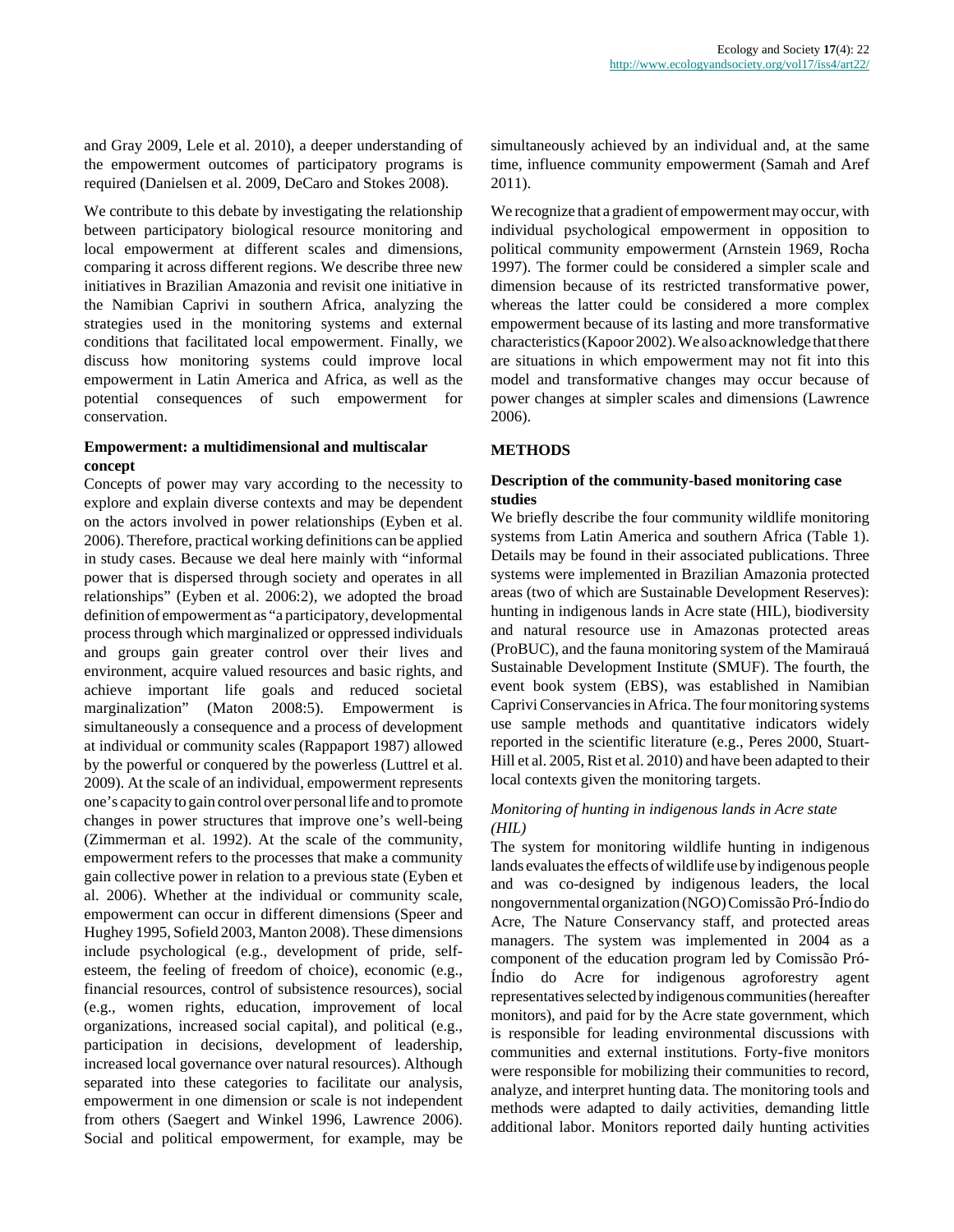and Gray 2009, Lele et al. 2010), a deeper understanding of the empowerment outcomes of participatory programs is required (Danielsen et al. 2009, DeCaro and Stokes 2008).

We contribute to this debate by investigating the relationship between participatory biological resource monitoring and local empowerment at different scales and dimensions, comparing it across different regions. We describe three new initiatives in Brazilian Amazonia and revisit one initiative in the Namibian Caprivi in southern Africa, analyzing the strategies used in the monitoring systems and external conditions that facilitated local empowerment. Finally, we discuss how monitoring systems could improve local empowerment in Latin America and Africa, as well as the potential consequences of such empowerment for conservation.

### Empowerment: a multidimensional and multiscalar concept

Concepts of power may vary according to the necessity to explore and explain diverse contexts and may be dependent on the actors involved in power relationships (Eyben et al. 2006). Therefore, practical working definitions can be applied in study cases. Because we deal here mainly with "informal power that is dispersed through society and operates in all relationships" (Eyben et al. 2006:2), we adopted the broad definition of empowerment as "a participatory, developmental process through which marginalized or oppressed individuals and groups gain greater control over their lives and environment, acquire valued resources and basic rights, and achieve important life goals and reduced societal marginalization" (Maton 2008:5). Empowerment is simultaneously a consequence and a process of development at individual or community scales (Rappaport 1987) allowed by the powerful or conquered by the powerless (Luttrel et al. 2009). At the scale of an individual, empowerment represents one's capacity to gain control over personal life and to promote changes in power structures that improve one's well-being (Zimmerman et al. 1992). At the scale of the community, empowerment refers to the processes that make a community gain collective power in relation to a previous state (Eyben et al. 2006). Whether at the individual or community scale, empowerment can occur in different dimensions (Speer and Hughey 1995, Sofield 2003, Manton 2008). These dimensions include psychological (e.g., development of pride, self-esteem, the feeling of freedom of choice), economic (e.g., financial resources, control of subsistence resources), social (e.g., women rights, education, improvement of local organizations, increased social capital), and political (e.g., participation in decisions, development of leadership, increased local governance over natural resources). Although separated into these categories to facilitate our analysis, empowerment in one dimension or scale is not independent from others (Saegert and Winkel 1996, Lawrence 2006). Social and political empowerment, for example, may be simultaneously achieved by an individual and, at the same time, influence community empowerment (Samah and Aref 2011).

We recognize that a gradient of empowerment may occur, with individual psychological empowerment in opposition to political community empowerment (Arnstein 1969, Rocha 1997). The former could be considered a simpler scale and dimension because of its restricted transformative power, whereas the latter could be considered a more complex empowerment because of its lasting and more transformative characteristics (Kapoor 2002). We also acknowledge that there are situations in which empowerment may not fit into this model and transformative changes may occur because of power changes at simpler scales and dimensions (Lawrence 2006).

## METHODS

### Description of the community-based monitoring case studies

We briefly describe the four community wildlife monitoring systems from Latin America and southern Africa (Table 1). Details may be found in their associated publications. Three systems were implemented in Brazilian Amazonia protected areas (two of which are Sustainable Development Reserves): hunting in indigenous lands in Acre state (HIL), biodiversity and natural resource use in Amazonas protected areas (ProBUC), and the fauna monitoring system of the Mamirauá Sustainable Development Institute (SMUF). The fourth, the event book system (EBS), was established in Namibian Caprivi Conservancies in Africa. The four monitoring systems use sample methods and quantitative indicators widely reported in the scientific literature (e.g., Peres 2000, Stuart-Hill et al. 2005, Rist et al. 2010) and have been adapted to their local contexts given the monitoring targets.

#### *Monitoring of hunting in indigenous lands in Acre state (HIL)*

The system for monitoring wildlife hunting in indigenous lands evaluates the effects of wildlife use by indigenous people and was co-designed by indigenous leaders, the local nongovernmental organization (NGO) Comissão Pró-Índio do Acre, The Nature Conservancy staff, and protected areas managers. The system was implemented in 2004 as a component of the education program led by Comissão Pró-Índio do Acre for indigenous agroforestry agent representatives selected by indigenous communities (hereafter monitors), and paid for by the Acre state government, which is responsible for leading environmental discussions with communities and external institutions. Forty-five monitors were responsible for mobilizing their communities to record, analyze, and interpret hunting data. The monitoring tools and methods were adapted to daily activities, demanding little additional labor. Monitors reported daily hunting activities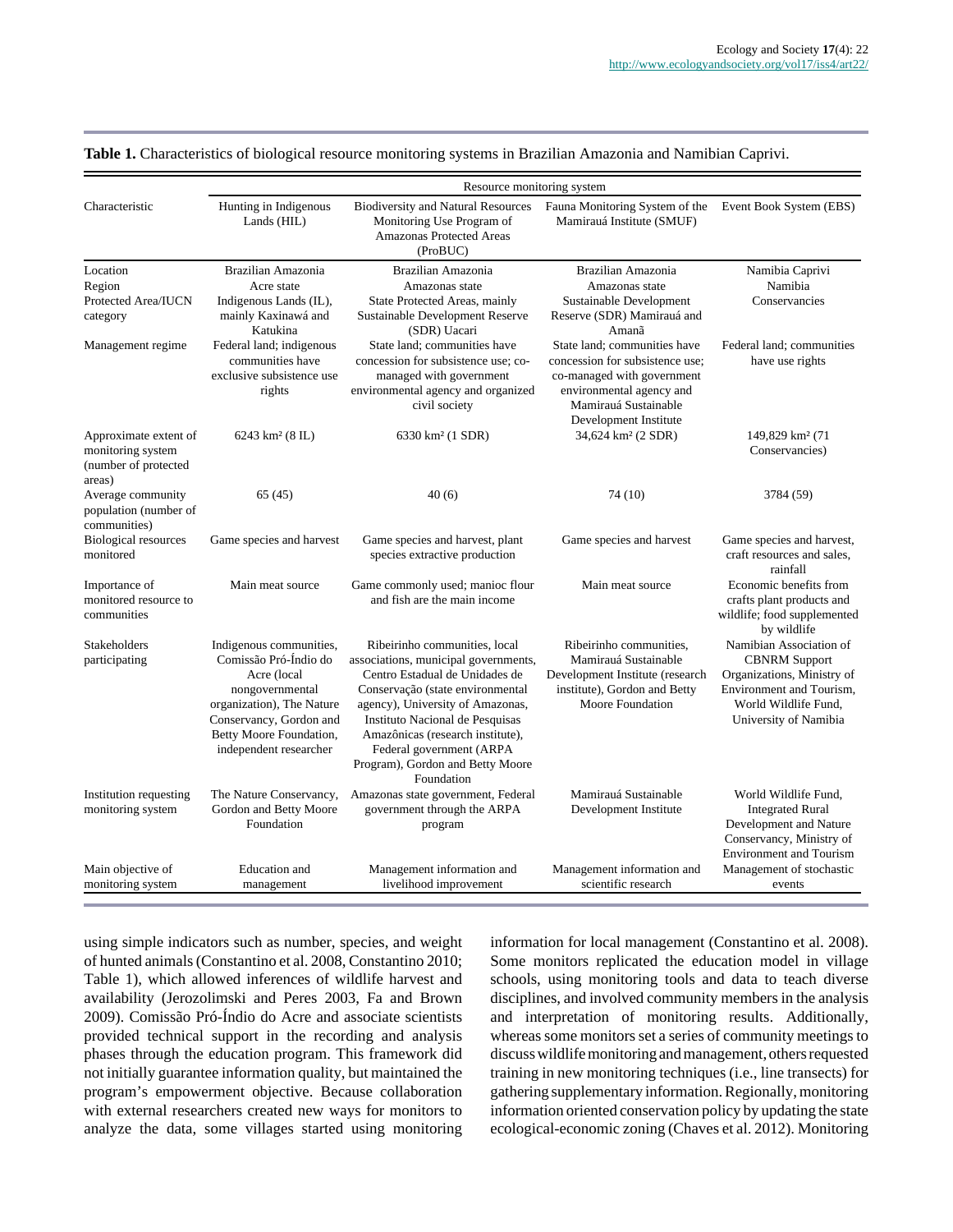**Table 1.** Characteristics of biological resource monitoring systems in Brazilian Amazonia and Namibian Caprivi.

| Characteristic | Resource monitoring system | | | |
|---|---|---|---|---|
| | Hunting in Indigenous Lands (HIL) | Biodiversity and Natural Resources Monitoring Use Program of Amazonas Protected Areas (ProBUC) | Fauna Monitoring System of the Mamirauá Institute (SMUF) | Event Book System (EBS) |
| Location | Brazilian Amazonia | Brazilian Amazonia | Brazilian Amazonia | Namibia Caprivi |
| Region | Acre state | Amazonas state | Amazonas state | Namibia |
| Protected Area/IUCN category | Indigenous Lands (IL), mainly Kaxinawá and Katukina | State Protected Areas, mainly Sustainable Development Reserve (SDR) Uacari | Sustainable Development Reserve (SDR) Mamirauá and Amanã | Conservancies |
| Management regime | Federal land; indigenous communities have exclusive subsistence use rights | State land; communities have concession for subsistence use; co-managed with government environmental agency and organized civil society | State land; communities have concession for subsistence use; co-managed with government environmental agency and Mamirauá Sustainable Development Institute | Federal land; communities have use rights |
| Approximate extent of monitoring system (number of protected areas) | 6243 km² (8 IL) | 6330 km² (1 SDR) | 34,624 km² (2 SDR) | 149,829 km² (71 Conservancies) |
| Average community population (number of communities) | 65 (45) | 40 (6) | 74 (10) | 3784 (59) |
| Biological resources monitored | Game species and harvest | Game species and harvest, plant species extractive production | Game species and harvest | Game species and harvest, craft resources and sales, rainfall |
| Importance of monitored resource to communities | Main meat source | Game commonly used; manioc flour and fish are the main income | Main meat source | Economic benefits from crafts plant products and wildlife; food supplemented by wildlife |
| Stakeholders participating | Indigenous communities, Comissão Pró-Índio do Acre (local nongovernmental organization), The Nature Conservancy, Gordon and Betty Moore Foundation, independent researcher | Ribeirinho communities, local associations, municipal governments, Centro Estadual de Unidades de Conservação (state environmental agency), University of Amazonas, Instituto Nacional de Pesquisas Amazônicas (research institute), Federal government (ARPA Program), Gordon and Betty Moore Foundation | Ribeirinho communities, Mamirauá Sustainable Development Institute (research institute), Gordon and Betty Moore Foundation | Namibian Association of CBNRM Support Organizations, Ministry of Environment and Tourism, World Wildlife Fund, University of Namibia |
| Institution requesting monitoring system | The Nature Conservancy, Gordon and Betty Moore Foundation | Amazonas state government, Federal government through the ARPA program | Mamirauá Sustainable Development Institute | World Wildlife Fund, Integrated Rural Development and Nature Conservancy, Ministry of Environment and Tourism |
| Main objective of monitoring system | Education and management | Management information and livelihood improvement | Management information and scientific research | Management of stochastic events |

using simple indicators such as number, species, and weight of hunted animals (Constantino et al. 2008, Constantino 2010; Table 1), which allowed inferences of wildlife harvest and availability (Jerozolimski and Peres 2003, Fa and Brown 2009). Comissão Pró-Índio do Acre and associate scientists provided technical support in the recording and analysis phases through the education program. This framework did not initially guarantee information quality, but maintained the program's empowerment objective. Because collaboration with external researchers created new ways for monitors to analyze the data, some villages started using monitoring information for local management (Constantino et al. 2008). Some monitors replicated the education model in village schools, using monitoring tools and data to teach diverse disciplines, and involved community members in the analysis and interpretation of monitoring results. Additionally, whereas some monitors set a series of community meetings to discuss wildlife monitoring and management, others requested training in new monitoring techniques (i.e., line transects) for gathering supplementary information. Regionally, monitoring information oriented conservation policy by updating the state ecological-economic zoning (Chaves et al. 2012). Monitoring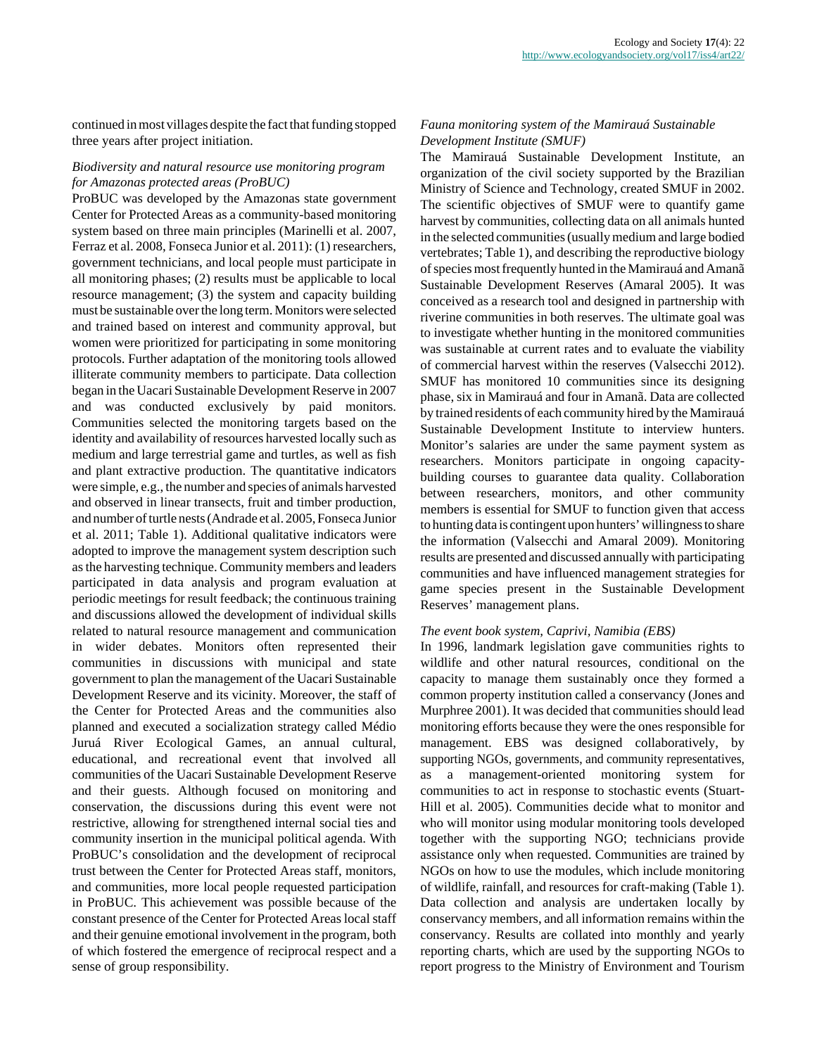continued in most villages despite the fact that funding stopped three years after project initiation.

*Biodiversity and natural resource use monitoring program for Amazonas protected areas (ProBUC)*

ProBUC was developed by the Amazonas state government Center for Protected Areas as a community-based monitoring system based on three main principles (Marinelli et al. 2007, Ferraz et al. 2008, Fonseca Junior et al. 2011): (1) researchers, government technicians, and local people must participate in all monitoring phases; (2) results must be applicable to local resource management; (3) the system and capacity building must be sustainable over the long term. Monitors were selected and trained based on interest and community approval, but women were prioritized for participating in some monitoring protocols. Further adaptation of the monitoring tools allowed illiterate community members to participate. Data collection began in the Uacari Sustainable Development Reserve in 2007 and was conducted exclusively by paid monitors. Communities selected the monitoring targets based on the identity and availability of resources harvested locally such as medium and large terrestrial game and turtles, as well as fish and plant extractive production. The quantitative indicators were simple, e.g., the number and species of animals harvested and observed in linear transects, fruit and timber production, and number of turtle nests (Andrade et al. 2005, Fonseca Junior et al. 2011; Table 1). Additional qualitative indicators were adopted to improve the management system description such as the harvesting technique. Community members and leaders participated in data analysis and program evaluation at periodic meetings for result feedback; the continuous training and discussions allowed the development of individual skills related to natural resource management and communication in wider debates. Monitors often represented their communities in discussions with municipal and state government to plan the management of the Uacari Sustainable Development Reserve and its vicinity. Moreover, the staff of the Center for Protected Areas and the communities also planned and executed a socialization strategy called Médio Juruá River Ecological Games, an annual cultural, educational, and recreational event that involved all communities of the Uacari Sustainable Development Reserve and their guests. Although focused on monitoring and conservation, the discussions during this event were not restrictive, allowing for strengthened internal social ties and community insertion in the municipal political agenda. With ProBUC's consolidation and the development of reciprocal trust between the Center for Protected Areas staff, monitors, and communities, more local people requested participation in ProBUC. This achievement was possible because of the constant presence of the Center for Protected Areas local staff and their genuine emotional involvement in the program, both of which fostered the emergence of reciprocal respect and a sense of group responsibility.

*Fauna monitoring system of the Mamirauá Sustainable Development Institute (SMUF)*

The Mamirauá Sustainable Development Institute, an organization of the civil society supported by the Brazilian Ministry of Science and Technology, created SMUF in 2002. The scientific objectives of SMUF were to quantify game harvest by communities, collecting data on all animals hunted in the selected communities (usually medium and large bodied vertebrates; Table 1), and describing the reproductive biology of species most frequently hunted in the Mamirauá and Amanã Sustainable Development Reserves (Amaral 2005). It was conceived as a research tool and designed in partnership with riverine communities in both reserves. The ultimate goal was to investigate whether hunting in the monitored communities was sustainable at current rates and to evaluate the viability of commercial harvest within the reserves (Valsecchi 2012). SMUF has monitored 10 communities since its designing phase, six in Mamirauá and four in Amanã. Data are collected by trained residents of each community hired by the Mamirauá Sustainable Development Institute to interview hunters. Monitor's salaries are under the same payment system as researchers. Monitors participate in ongoing capacity-building courses to guarantee data quality. Collaboration between researchers, monitors, and other community members is essential for SMUF to function given that access to hunting data is contingent upon hunters' willingness to share the information (Valsecchi and Amaral 2009). Monitoring results are presented and discussed annually with participating communities and have influenced management strategies for game species present in the Sustainable Development Reserves' management plans.

*The event book system, Caprivi, Namibia (EBS)*

In 1996, landmark legislation gave communities rights to wildlife and other natural resources, conditional on the capacity to manage them sustainably once they formed a common property institution called a conservancy (Jones and Murphree 2001). It was decided that communities should lead monitoring efforts because they were the ones responsible for management. EBS was designed collaboratively, by supporting NGOs, governments, and community representatives, as a management-oriented monitoring system for communities to act in response to stochastic events (Stuart-Hill et al. 2005). Communities decide what to monitor and who will monitor using modular monitoring tools developed together with the supporting NGO; technicians provide assistance only when requested. Communities are trained by NGOs on how to use the modules, which include monitoring of wildlife, rainfall, and resources for craft-making (Table 1). Data collection and analysis are undertaken locally by conservancy members, and all information remains within the conservancy. Results are collated into monthly and yearly reporting charts, which are used by the supporting NGOs to report progress to the Ministry of Environment and Tourism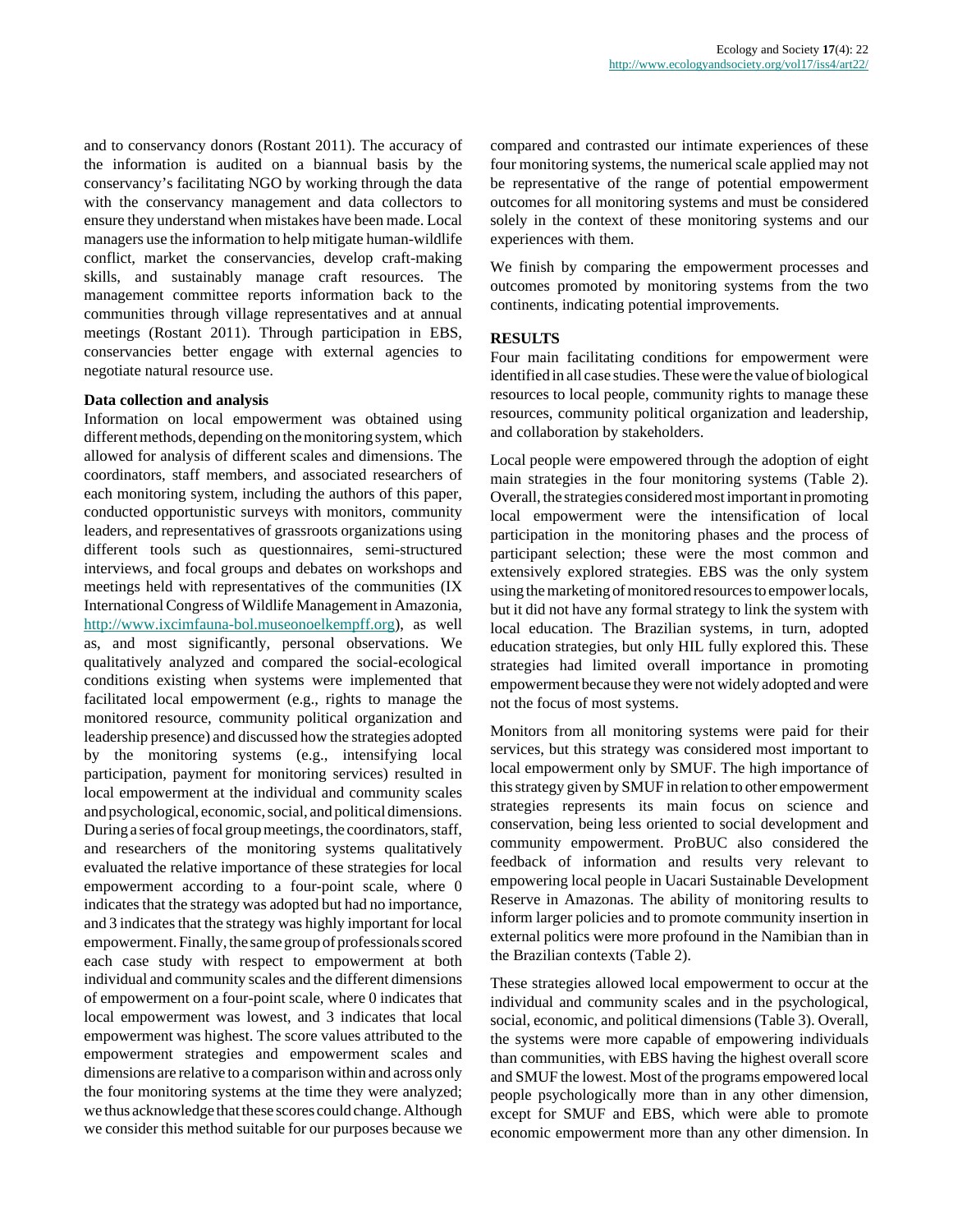and to conservancy donors (Rostant 2011). The accuracy of the information is audited on a biannual basis by the conservancy's facilitating NGO by working through the data with the conservancy management and data collectors to ensure they understand when mistakes have been made. Local managers use the information to help mitigate human-wildlife conflict, market the conservancies, develop craft-making skills, and sustainably manage craft resources. The management committee reports information back to the communities through village representatives and at annual meetings (Rostant 2011). Through participation in EBS, conservancies better engage with external agencies to negotiate natural resource use.

### Data collection and analysis

Information on local empowerment was obtained using different methods, depending on the monitoring system, which allowed for analysis of different scales and dimensions. The coordinators, staff members, and associated researchers of each monitoring system, including the authors of this paper, conducted opportunistic surveys with monitors, community leaders, and representatives of grassroots organizations using different tools such as questionnaires, semi-structured interviews, and focal groups and debates on workshops and meetings held with representatives of the communities (IX International Congress of Wildlife Management in Amazonia, http://www.ixcimfauna-bol.museonoelkempff.org), as well as, and most significantly, personal observations. We qualitatively analyzed and compared the social-ecological conditions existing when systems were implemented that facilitated local empowerment (e.g., rights to manage the monitored resource, community political organization and leadership presence) and discussed how the strategies adopted by the monitoring systems (e.g., intensifying local participation, payment for monitoring services) resulted in local empowerment at the individual and community scales and psychological, economic, social, and political dimensions. During a series of focal group meetings, the coordinators, staff, and researchers of the monitoring systems qualitatively evaluated the relative importance of these strategies for local empowerment according to a four-point scale, where 0 indicates that the strategy was adopted but had no importance, and 3 indicates that the strategy was highly important for local empowerment. Finally, the same group of professionals scored each case study with respect to empowerment at both individual and community scales and the different dimensions of empowerment on a four-point scale, where 0 indicates that local empowerment was lowest, and 3 indicates that local empowerment was highest. The score values attributed to the empowerment strategies and empowerment scales and dimensions are relative to a comparison within and across only the four monitoring systems at the time they were analyzed; we thus acknowledge that these scores could change. Although we consider this method suitable for our purposes because we compared and contrasted our intimate experiences of these four monitoring systems, the numerical scale applied may not be representative of the range of potential empowerment outcomes for all monitoring systems and must be considered solely in the context of these monitoring systems and our experiences with them.

We finish by comparing the empowerment processes and outcomes promoted by monitoring systems from the two continents, indicating potential improvements.

## RESULTS

Four main facilitating conditions for empowerment were identified in all case studies. These were the value of biological resources to local people, community rights to manage these resources, community political organization and leadership, and collaboration by stakeholders.

Local people were empowered through the adoption of eight main strategies in the four monitoring systems (Table 2). Overall, the strategies considered most important in promoting local empowerment were the intensification of local participation in the monitoring phases and the process of participant selection; these were the most common and extensively explored strategies. EBS was the only system using the marketing of monitored resources to empower locals, but it did not have any formal strategy to link the system with local education. The Brazilian systems, in turn, adopted education strategies, but only HIL fully explored this. These strategies had limited overall importance in promoting empowerment because they were not widely adopted and were not the focus of most systems.

Monitors from all monitoring systems were paid for their services, but this strategy was considered most important to local empowerment only by SMUF. The high importance of this strategy given by SMUF in relation to other empowerment strategies represents its main focus on science and conservation, being less oriented to social development and community empowerment. ProBUC also considered the feedback of information and results very relevant to empowering local people in Uacari Sustainable Development Reserve in Amazonas. The ability of monitoring results to inform larger policies and to promote community insertion in external politics were more profound in the Namibian than in the Brazilian contexts (Table 2).

These strategies allowed local empowerment to occur at the individual and community scales and in the psychological, social, economic, and political dimensions (Table 3). Overall, the systems were more capable of empowering individuals than communities, with EBS having the highest overall score and SMUF the lowest. Most of the programs empowered local people psychologically more than in any other dimension, except for SMUF and EBS, which were able to promote economic empowerment more than any other dimension. In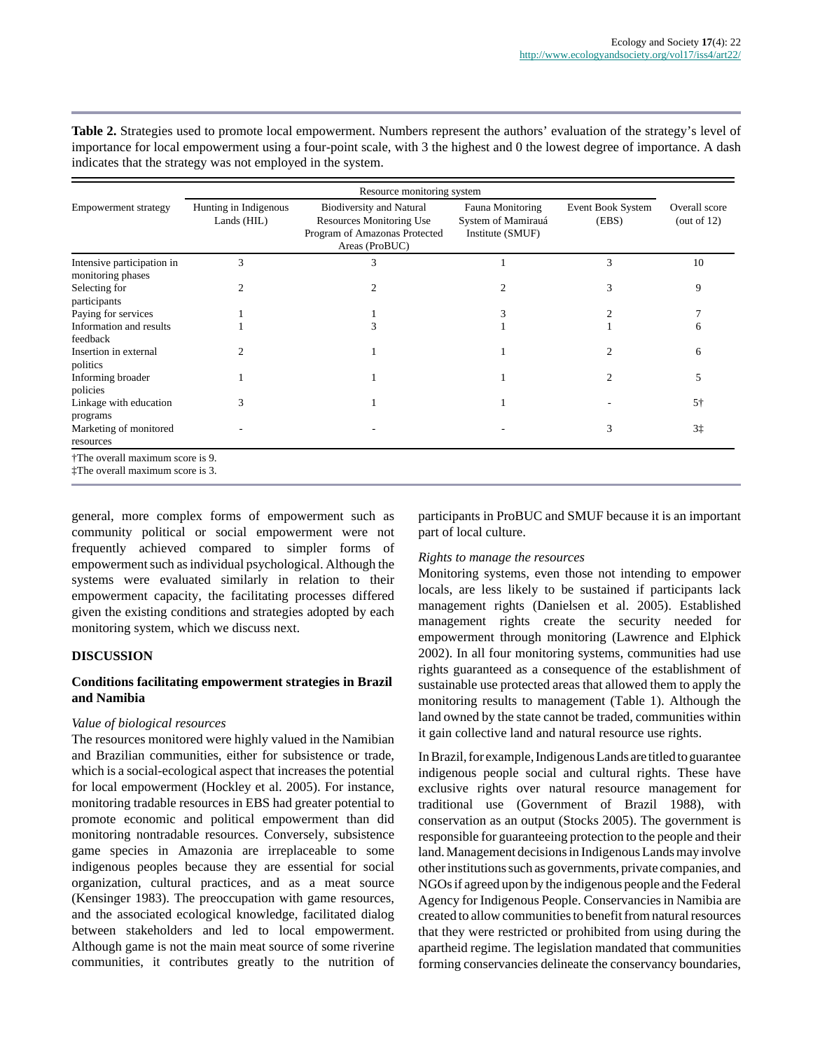**Table 2.** Strategies used to promote local empowerment. Numbers represent the authors' evaluation of the strategy's level of importance for local empowerment using a four-point scale, with 3 the highest and 0 the lowest degree of importance. A dash indicates that the strategy was not employed in the system.

| Empowerment strategy | Resource monitoring system | | | | Overall score (out of 12) |
|---|---|---|---|---|---|
| | Hunting in Indigenous Lands (HIL) | Biodiversity and Natural Resources Monitoring Use Program of Amazonas Protected Areas (ProBUC) | Fauna Monitoring System of Mamirauá Institute (SMUF) | Event Book System (EBS) | |
| Intensive participation in monitoring phases | 3 | 3 | 1 | 3 | 10 |
| Selecting for participants | 2 | 2 | 2 | 3 | 9 |
| Paying for services | 1 | 1 | 3 | 2 | 7 |
| Information and results feedback | 1 | 3 | 1 | 1 | 6 |
| Insertion in external politics | 2 | 1 | 1 | 2 | 6 |
| Informing broader policies | 1 | 1 | 1 | 2 | 5 |
| Linkage with education programs | 3 | 1 | 1 | - | 5† |
| Marketing of monitored resources | - | - | - | 3 | 3‡ |

†The overall maximum score is 9.
‡The overall maximum score is 3.

general, more complex forms of empowerment such as community political or social empowerment were not frequently achieved compared to simpler forms of empowerment such as individual psychological. Although the systems were evaluated similarly in relation to their empowerment capacity, the facilitating processes differed given the existing conditions and strategies adopted by each monitoring system, which we discuss next.

## DISCUSSION

### Conditions facilitating empowerment strategies in Brazil and Namibia

*Value of biological resources*

The resources monitored were highly valued in the Namibian and Brazilian communities, either for subsistence or trade, which is a social-ecological aspect that increases the potential for local empowerment (Hockley et al. 2005). For instance, monitoring tradable resources in EBS had greater potential to promote economic and political empowerment than did monitoring nontradable resources. Conversely, subsistence game species in Amazonia are irreplaceable to some indigenous peoples because they are essential for social organization, cultural practices, and as a meat source (Kensinger 1983). The preoccupation with game resources, and the associated ecological knowledge, facilitated dialog between stakeholders and led to local empowerment. Although game is not the main meat source of some riverine communities, it contributes greatly to the nutrition of participants in ProBUC and SMUF because it is an important part of local culture.

*Rights to manage the resources*

Monitoring systems, even those not intending to empower locals, are less likely to be sustained if participants lack management rights (Danielsen et al. 2005). Established management rights create the security needed for empowerment through monitoring (Lawrence and Elphick 2002). In all four monitoring systems, communities had use rights guaranteed as a consequence of the establishment of sustainable use protected areas that allowed them to apply the monitoring results to management (Table 1). Although the land owned by the state cannot be traded, communities within it gain collective land and natural resource use rights.

In Brazil, for example, Indigenous Lands are titled to guarantee indigenous people social and cultural rights. These have exclusive rights over natural resource management for traditional use (Government of Brazil 1988), with conservation as an output (Stocks 2005). The government is responsible for guaranteeing protection to the people and their land. Management decisions in Indigenous Lands may involve other institutions such as governments, private companies, and NGOs if agreed upon by the indigenous people and the Federal Agency for Indigenous People. Conservancies in Namibia are created to allow communities to benefit from natural resources that they were restricted or prohibited from using during the apartheid regime. The legislation mandated that communities forming conservancies delineate the conservancy boundaries,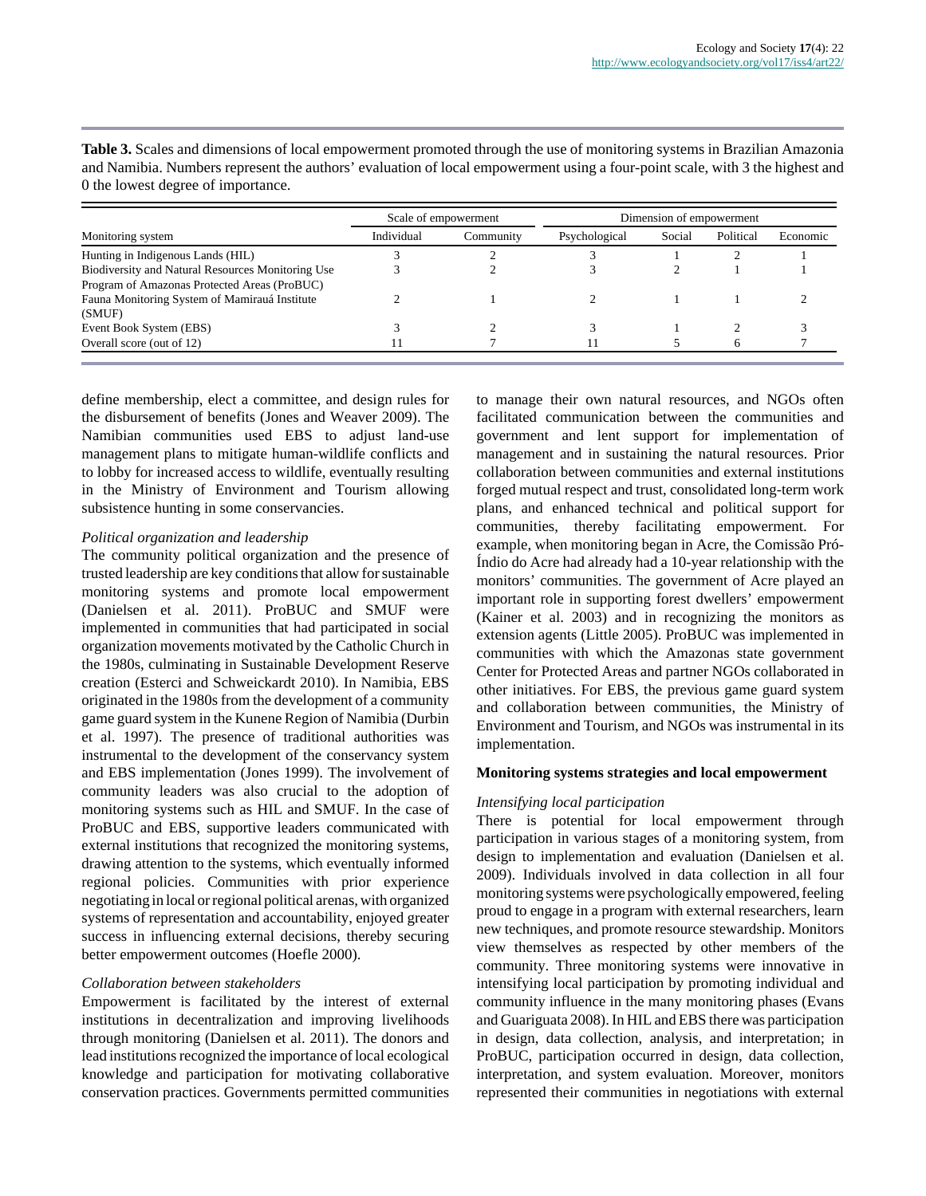**Table 3.** Scales and dimensions of local empowerment promoted through the use of monitoring systems in Brazilian Amazonia and Namibia. Numbers represent the authors' evaluation of local empowerment using a four-point scale, with 3 the highest and 0 the lowest degree of importance.

| | Scale of empowerment | | Dimension of empowerment | | | |
|---|---|---|---|---|---|---|
| Monitoring system | Individual | Community | Psychological | Social | Political | Economic |
| Hunting in Indigenous Lands (HIL) | 3 | 2 | 3 | 1 | 2 | 1 |
| Biodiversity and Natural Resources Monitoring Use Program of Amazonas Protected Areas (ProBUC) | 3 | 2 | 3 | 2 | 1 | 1 |
| Fauna Monitoring System of Mamirauá Institute (SMUF) | 2 | 1 | 2 | 1 | 1 | 2 |
| Event Book System (EBS) | 3 | 2 | 3 | 1 | 2 | 3 |
| Overall score (out of 12) | 11 | 7 | 11 | 5 | 6 | 7 |

define membership, elect a committee, and design rules for the disbursement of benefits (Jones and Weaver 2009). The Namibian communities used EBS to adjust land-use management plans to mitigate human-wildlife conflicts and to lobby for increased access to wildlife, eventually resulting in the Ministry of Environment and Tourism allowing subsistence hunting in some conservancies.

*Political organization and leadership*

The community political organization and the presence of trusted leadership are key conditions that allow for sustainable monitoring systems and promote local empowerment (Danielsen et al. 2011). ProBUC and SMUF were implemented in communities that had participated in social organization movements motivated by the Catholic Church in the 1980s, culminating in Sustainable Development Reserve creation (Esterci and Schweickardt 2010). In Namibia, EBS originated in the 1980s from the development of a community game guard system in the Kunene Region of Namibia (Durbin et al. 1997). The presence of traditional authorities was instrumental to the development of the conservancy system and EBS implementation (Jones 1999). The involvement of community leaders was also crucial to the adoption of monitoring systems such as HIL and SMUF. In the case of ProBUC and EBS, supportive leaders communicated with external institutions that recognized the monitoring systems, drawing attention to the systems, which eventually informed regional policies. Communities with prior experience negotiating in local or regional political arenas, with organized systems of representation and accountability, enjoyed greater success in influencing external decisions, thereby securing better empowerment outcomes (Hoefle 2000).

*Collaboration between stakeholders*

Empowerment is facilitated by the interest of external institutions in decentralization and improving livelihoods through monitoring (Danielsen et al. 2011). The donors and lead institutions recognized the importance of local ecological knowledge and participation for motivating collaborative conservation practices. Governments permitted communities to manage their own natural resources, and NGOs often facilitated communication between the communities and government and lent support for implementation of management and in sustaining the natural resources. Prior collaboration between communities and external institutions forged mutual respect and trust, consolidated long-term work plans, and enhanced technical and political support for communities, thereby facilitating empowerment. For example, when monitoring began in Acre, the Comissão Pró-Índio do Acre had already had a 10-year relationship with the monitors' communities. The government of Acre played an important role in supporting forest dwellers' empowerment (Kainer et al. 2003) and in recognizing the monitors as extension agents (Little 2005). ProBUC was implemented in communities with which the Amazonas state government Center for Protected Areas and partner NGOs collaborated in other initiatives. For EBS, the previous game guard system and collaboration between communities, the Ministry of Environment and Tourism, and NGOs was instrumental in its implementation.

**Monitoring systems strategies and local empowerment**

*Intensifying local participation*

There is potential for local empowerment through participation in various stages of a monitoring system, from design to implementation and evaluation (Danielsen et al. 2009). Individuals involved in data collection in all four monitoring systems were psychologically empowered, feeling proud to engage in a program with external researchers, learn new techniques, and promote resource stewardship. Monitors view themselves as respected by other members of the community. Three monitoring systems were innovative in intensifying local participation by promoting individual and community influence in the many monitoring phases (Evans and Guariguata 2008). In HIL and EBS there was participation in design, data collection, analysis, and interpretation; in ProBUC, participation occurred in design, data collection, interpretation, and system evaluation. Moreover, monitors represented their communities in negotiations with external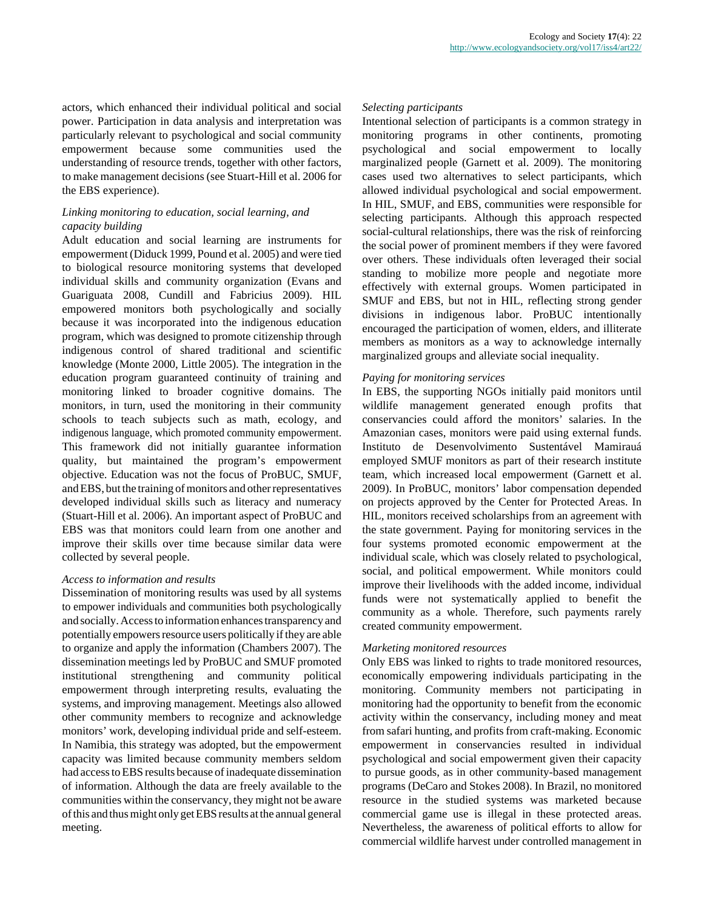actors, which enhanced their individual political and social power. Participation in data analysis and interpretation was particularly relevant to psychological and social community empowerment because some communities used the understanding of resource trends, together with other factors, to make management decisions (see Stuart-Hill et al. 2006 for the EBS experience).

### *Linking monitoring to education, social learning, and capacity building*

Adult education and social learning are instruments for empowerment (Diduck 1999, Pound et al. 2005) and were tied to biological resource monitoring systems that developed individual skills and community organization (Evans and Guariguata 2008, Cundill and Fabricius 2009). HIL empowered monitors both psychologically and socially because it was incorporated into the indigenous education program, which was designed to promote citizenship through indigenous control of shared traditional and scientific knowledge (Monte 2000, Little 2005). The integration in the education program guaranteed continuity of training and monitoring linked to broader cognitive domains. The monitors, in turn, used the monitoring in their community schools to teach subjects such as math, ecology, and indigenous language, which promoted community empowerment. This framework did not initially guarantee information quality, but maintained the program's empowerment objective. Education was not the focus of ProBUC, SMUF, and EBS, but the training of monitors and other representatives developed individual skills such as literacy and numeracy (Stuart-Hill et al. 2006). An important aspect of ProBUC and EBS was that monitors could learn from one another and improve their skills over time because similar data were collected by several people.

### *Access to information and results*

Dissemination of monitoring results was used by all systems to empower individuals and communities both psychologically and socially. Access to information enhances transparency and potentially empowers resource users politically if they are able to organize and apply the information (Chambers 2007). The dissemination meetings led by ProBUC and SMUF promoted institutional strengthening and community political empowerment through interpreting results, evaluating the systems, and improving management. Meetings also allowed other community members to recognize and acknowledge monitors' work, developing individual pride and self-esteem. In Namibia, this strategy was adopted, but the empowerment capacity was limited because community members seldom had access to EBS results because of inadequate dissemination of information. Although the data are freely available to the communities within the conservancy, they might not be aware of this and thus might only get EBS results at the annual general meeting.

### *Selecting participants*

Intentional selection of participants is a common strategy in monitoring programs in other continents, promoting psychological and social empowerment to locally marginalized people (Garnett et al. 2009). The monitoring cases used two alternatives to select participants, which allowed individual psychological and social empowerment. In HIL, SMUF, and EBS, communities were responsible for selecting participants. Although this approach respected social-cultural relationships, there was the risk of reinforcing the social power of prominent members if they were favored over others. These individuals often leveraged their social standing to mobilize more people and negotiate more effectively with external groups. Women participated in SMUF and EBS, but not in HIL, reflecting strong gender divisions in indigenous labor. ProBUC intentionally encouraged the participation of women, elders, and illiterate members as monitors as a way to acknowledge internally marginalized groups and alleviate social inequality.

### *Paying for monitoring services*

In EBS, the supporting NGOs initially paid monitors until wildlife management generated enough profits that conservancies could afford the monitors' salaries. In the Amazonian cases, monitors were paid using external funds. Instituto de Desenvolvimento Sustentável Mamirauá employed SMUF monitors as part of their research institute team, which increased local empowerment (Garnett et al. 2009). In ProBUC, monitors' labor compensation depended on projects approved by the Center for Protected Areas. In HIL, monitors received scholarships from an agreement with the state government. Paying for monitoring services in the four systems promoted economic empowerment at the individual scale, which was closely related to psychological, social, and political empowerment. While monitors could improve their livelihoods with the added income, individual funds were not systematically applied to benefit the community as a whole. Therefore, such payments rarely created community empowerment.

### *Marketing monitored resources*

Only EBS was linked to rights to trade monitored resources, economically empowering individuals participating in the monitoring. Community members not participating in monitoring had the opportunity to benefit from the economic activity within the conservancy, including money and meat from safari hunting, and profits from craft-making. Economic empowerment in conservancies resulted in individual psychological and social empowerment given their capacity to pursue goods, as in other community-based management programs (DeCaro and Stokes 2008). In Brazil, no monitored resource in the studied systems was marketed because commercial game use is illegal in these protected areas. Nevertheless, the awareness of political efforts to allow for commercial wildlife harvest under controlled management in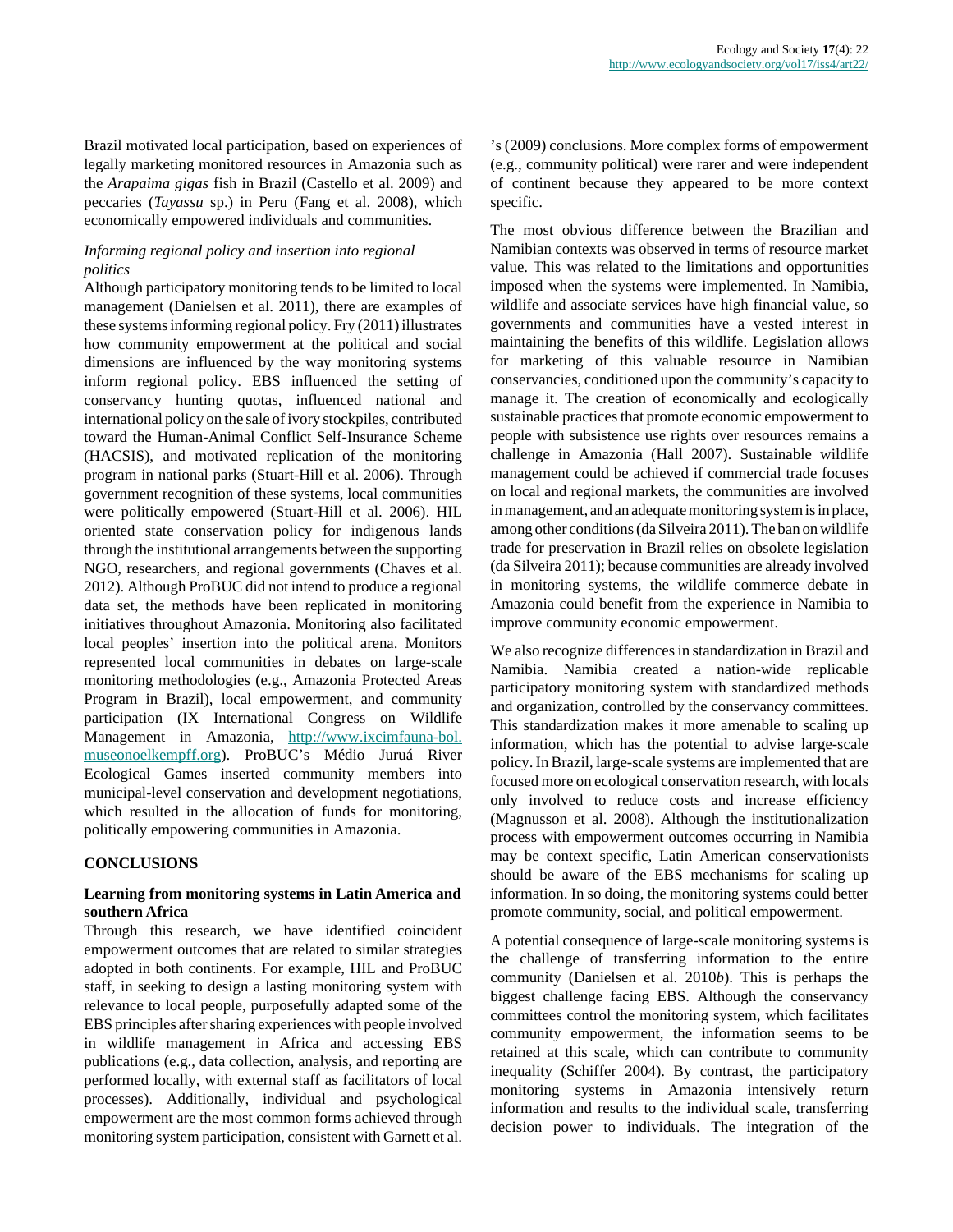Brazil motivated local participation, based on experiences of legally marketing monitored resources in Amazonia such as the *Arapaima gigas* fish in Brazil (Castello et al. 2009) and peccaries (*Tayassu* sp.) in Peru (Fang et al. 2008), which economically empowered individuals and communities.

### *Informing regional policy and insertion into regional politics*

Although participatory monitoring tends to be limited to local management (Danielsen et al. 2011), there are examples of these systems informing regional policy. Fry (2011) illustrates how community empowerment at the political and social dimensions are influenced by the way monitoring systems inform regional policy. EBS influenced the setting of conservancy hunting quotas, influenced national and international policy on the sale of ivory stockpiles, contributed toward the Human-Animal Conflict Self-Insurance Scheme (HACSIS), and motivated replication of the monitoring program in national parks (Stuart-Hill et al. 2006). Through government recognition of these systems, local communities were politically empowered (Stuart-Hill et al. 2006). HIL oriented state conservation policy for indigenous lands through the institutional arrangements between the supporting NGO, researchers, and regional governments (Chaves et al. 2012). Although ProBUC did not intend to produce a regional data set, the methods have been replicated in monitoring initiatives throughout Amazonia. Monitoring also facilitated local peoples' insertion into the political arena. Monitors represented local communities in debates on large-scale monitoring methodologies (e.g., Amazonia Protected Areas Program in Brazil), local empowerment, and community participation (IX International Congress on Wildlife Management in Amazonia, http://www.ixcimfauna-bol.museonoelkempff.org). ProBUC's Médio Juruá River Ecological Games inserted community members into municipal-level conservation and development negotiations, which resulted in the allocation of funds for monitoring, politically empowering communities in Amazonia.

## CONCLUSIONS

### Learning from monitoring systems in Latin America and southern Africa

Through this research, we have identified coincident empowerment outcomes that are related to similar strategies adopted in both continents. For example, HIL and ProBUC staff, in seeking to design a lasting monitoring system with relevance to local people, purposefully adapted some of the EBS principles after sharing experiences with people involved in wildlife management in Africa and accessing EBS publications (e.g., data collection, analysis, and reporting are performed locally, with external staff as facilitators of local processes). Additionally, individual and psychological empowerment are the most common forms achieved through monitoring system participation, consistent with Garnett et al.'s (2009) conclusions. More complex forms of empowerment (e.g., community political) were rarer and were independent of continent because they appeared to be more context specific.

The most obvious difference between the Brazilian and Namibian contexts was observed in terms of resource market value. This was related to the limitations and opportunities imposed when the systems were implemented. In Namibia, wildlife and associate services have high financial value, so governments and communities have a vested interest in maintaining the benefits of this wildlife. Legislation allows for marketing of this valuable resource in Namibian conservancies, conditioned upon the community's capacity to manage it. The creation of economically and ecologically sustainable practices that promote economic empowerment to people with subsistence use rights over resources remains a challenge in Amazonia (Hall 2007). Sustainable wildlife management could be achieved if commercial trade focuses on local and regional markets, the communities are involved in management, and an adequate monitoring system is in place, among other conditions (da Silveira 2011). The ban on wildlife trade for preservation in Brazil relies on obsolete legislation (da Silveira 2011); because communities are already involved in monitoring systems, the wildlife commerce debate in Amazonia could benefit from the experience in Namibia to improve community economic empowerment.

We also recognize differences in standardization in Brazil and Namibia. Namibia created a nation-wide replicable participatory monitoring system with standardized methods and organization, controlled by the conservancy committees. This standardization makes it more amenable to scaling up information, which has the potential to advise large-scale policy. In Brazil, large-scale systems are implemented that are focused more on ecological conservation research, with locals only involved to reduce costs and increase efficiency (Magnusson et al. 2008). Although the institutionalization process with empowerment outcomes occurring in Namibia may be context specific, Latin American conservationists should be aware of the EBS mechanisms for scaling up information. In so doing, the monitoring systems could better promote community, social, and political empowerment.

A potential consequence of large-scale monitoring systems is the challenge of transferring information to the entire community (Danielsen et al. 2010*b*). This is perhaps the biggest challenge facing EBS. Although the conservancy committees control the monitoring system, which facilitates community empowerment, the information seems to be retained at this scale, which can contribute to community inequality (Schiffer 2004). By contrast, the participatory monitoring systems in Amazonia intensively return information and results to the individual scale, transferring decision power to individuals. The integration of the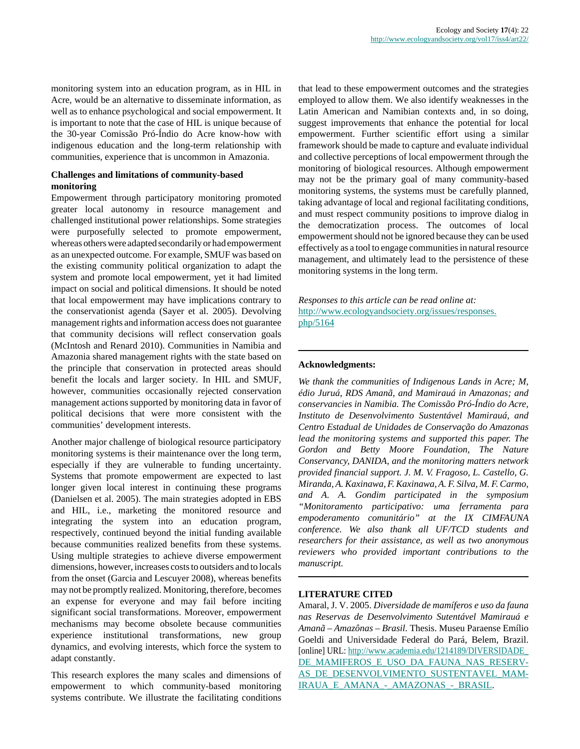monitoring system into an education program, as in HIL in Acre, would be an alternative to disseminate information, as well as to enhance psychological and social empowerment. It is important to note that the case of HIL is unique because of the 30-year Comissão Pró-Índio do Acre know-how with indigenous education and the long-term relationship with communities, experience that is uncommon in Amazonia.

### Challenges and limitations of community-based monitoring

Empowerment through participatory monitoring promoted greater local autonomy in resource management and challenged institutional power relationships. Some strategies were purposefully selected to promote empowerment, whereas others were adapted secondarily or had empowerment as an unexpected outcome. For example, SMUF was based on the existing community political organization to adapt the system and promote local empowerment, yet it had limited impact on social and political dimensions. It should be noted that local empowerment may have implications contrary to the conservationist agenda (Sayer et al. 2005). Devolving management rights and information access does not guarantee that community decisions will reflect conservation goals (McIntosh and Renard 2010). Communities in Namibia and Amazonia shared management rights with the state based on the principle that conservation in protected areas should benefit the locals and larger society. In HIL and SMUF, however, communities occasionally rejected conservation management actions supported by monitoring data in favor of political decisions that were more consistent with the communities' development interests.

Another major challenge of biological resource participatory monitoring systems is their maintenance over the long term, especially if they are vulnerable to funding uncertainty. Systems that promote empowerment are expected to last longer given local interest in continuing these programs (Danielsen et al. 2005). The main strategies adopted in EBS and HIL, i.e., marketing the monitored resource and integrating the system into an education program, respectively, continued beyond the initial funding available because communities realized benefits from these systems. Using multiple strategies to achieve diverse empowerment dimensions, however, increases costs to outsiders and to locals from the onset (Garcia and Lescuyer 2008), whereas benefits may not be promptly realized. Monitoring, therefore, becomes an expense for everyone and may fail before inciting significant social transformations. Moreover, empowerment mechanisms may become obsolete because communities experience institutional transformations, new group dynamics, and evolving interests, which force the system to adapt constantly.

This research explores the many scales and dimensions of empowerment to which community-based monitoring systems contribute. We illustrate the facilitating conditions that lead to these empowerment outcomes and the strategies employed to allow them. We also identify weaknesses in the Latin American and Namibian contexts and, in so doing, suggest improvements that enhance the potential for local empowerment. Further scientific effort using a similar framework should be made to capture and evaluate individual and collective perceptions of local empowerment through the monitoring of biological resources. Although empowerment may not be the primary goal of many community-based monitoring systems, the systems must be carefully planned, taking advantage of local and regional facilitating conditions, and must respect community positions to improve dialog in the democratization process. The outcomes of local empowerment should not be ignored because they can be used effectively as a tool to engage communities in natural resource management, and ultimately lead to the persistence of these monitoring systems in the long term.

*Responses to this article can be read online at:*
http://www.ecologyandsociety.org/issues/responses.php/5164

---

**Acknowledgments:**

*We thank the communities of Indigenous Lands in Acre; M, édio Juruá, RDS Amanã, and Mamirauá in Amazonas; and conservancies in Namibia. The Comissão Pró-Índio do Acre, Instituto de Desenvolvimento Sustentável Mamirauá, and Centro Estadual de Unidades de Conservação do Amazonas lead the monitoring systems and supported this paper. The Gordon and Betty Moore Foundation, The Nature Conservancy, DANIDA, and the monitoring matters network provided financial support. J. M. V. Fragoso, L. Castello, G. Miranda, A. Kaxinawa, F. Kaxinawa, A. F. Silva, M. F. Carmo, and A. A. Gondim participated in the symposium "Monitoramento participativo: uma ferramenta para empoderamento comunitário" at the IX CIMFAUNA conference. We also thank all UF/TCD students and researchers for their assistance, as well as two anonymous reviewers who provided important contributions to the manuscript.*

---

## LITERATURE CITED

Amaral, J. V. 2005. *Diversidade de mamíferos e uso da fauna nas Reservas de Desenvolvimento Sutentável Mamirauá e Amanã – Amazônas – Brasil.* Thesis. Museu Paraense Emílio Goeldi and Universidade Federal do Pará, Belem, Brazil. [online] URL: http://www.academia.edu/1214189/DIVERSIDADE_DE_MAMIFEROS_E_USO_DA_FAUNA_NAS_RESERVAS_DE_DESENVOLVIMENTO_SUSTENTAVEL_MAMIRAUA_E_AMANA_-_AMAZONAS_-_BRASIL.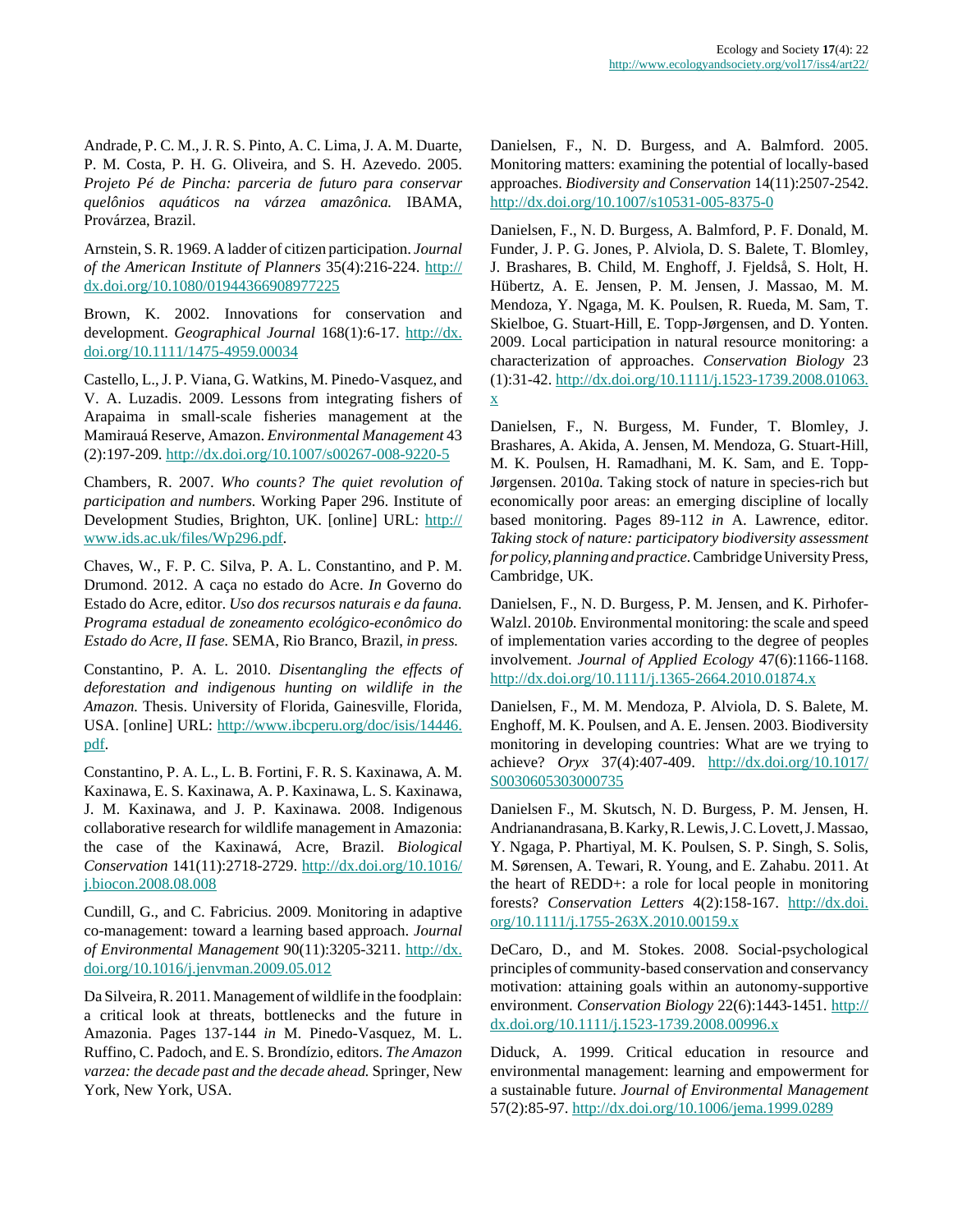Andrade, P. C. M., J. R. S. Pinto, A. C. Lima, J. A. M. Duarte, P. M. Costa, P. H. G. Oliveira, and S. H. Azevedo. 2005. *Projeto Pé de Pincha: parceria de futuro para conservar quelônios aquáticos na várzea amazônica.* IBAMA, Provárzea, Brazil.

Arnstein, S. R. 1969. A ladder of citizen participation. *Journal of the American Institute of Planners* 35(4):216-224. http://dx.doi.org/10.1080/01944366908977225

Brown, K. 2002. Innovations for conservation and development. *Geographical Journal* 168(1):6-17. http://dx.doi.org/10.1111/1475-4959.00034

Castello, L., J. P. Viana, G. Watkins, M. Pinedo-Vasquez, and V. A. Luzadis. 2009. Lessons from integrating fishers of Arapaima in small-scale fisheries management at the Mamirauá Reserve, Amazon. *Environmental Management* 43 (2):197-209. http://dx.doi.org/10.1007/s00267-008-9220-5

Chambers, R. 2007. *Who counts? The quiet revolution of participation and numbers.* Working Paper 296. Institute of Development Studies, Brighton, UK. [online] URL: http://www.ids.ac.uk/files/Wp296.pdf.

Chaves, W., F. P. C. Silva, P. A. L. Constantino, and P. M. Drumond. 2012. A caça no estado do Acre. *In* Governo do Estado do Acre, editor. *Uso dos recursos naturais e da fauna. Programa estadual de zoneamento ecológico-econômico do Estado do Acre, II fase.* SEMA, Rio Branco, Brazil, *in press.*

Constantino, P. A. L. 2010. *Disentangling the effects of deforestation and indigenous hunting on wildlife in the Amazon.* Thesis. University of Florida, Gainesville, Florida, USA. [online] URL: http://www.ibcperu.org/doc/isis/14446.pdf.

Constantino, P. A. L., L. B. Fortini, F. R. S. Kaxinawa, A. M. Kaxinawa, E. S. Kaxinawa, A. P. Kaxinawa, L. S. Kaxinawa, J. M. Kaxinawa, and J. P. Kaxinawa. 2008. Indigenous collaborative research for wildlife management in Amazonia: the case of the Kaxinawá, Acre, Brazil. *Biological Conservation* 141(11):2718-2729. http://dx.doi.org/10.1016/j.biocon.2008.08.008

Cundill, G., and C. Fabricius. 2009. Monitoring in adaptive co-management: toward a learning based approach. *Journal of Environmental Management* 90(11):3205-3211. http://dx.doi.org/10.1016/j.jenvman.2009.05.012

Da Silveira, R. 2011. Management of wildlife in the foodplain: a critical look at threats, bottlenecks and the future in Amazonia. Pages 137-144 *in* M. Pinedo-Vasquez, M. L. Ruffino, C. Padoch, and E. S. Brondízio, editors. *The Amazon varzea: the decade past and the decade ahead.* Springer, New York, New York, USA.

Danielsen, F., N. D. Burgess, and A. Balmford. 2005. Monitoring matters: examining the potential of locally-based approaches. *Biodiversity and Conservation* 14(11):2507-2542. http://dx.doi.org/10.1007/s10531-005-8375-0

Danielsen, F., N. D. Burgess, A. Balmford, P. F. Donald, M. Funder, J. P. G. Jones, P. Alviola, D. S. Balete, T. Blomley, J. Brashares, B. Child, M. Enghoff, J. Fjeldså, S. Holt, H. Hübertz, A. E. Jensen, P. M. Jensen, J. Massao, M. M. Mendoza, Y. Ngaga, M. K. Poulsen, R. Rueda, M. Sam, T. Skielboe, G. Stuart-Hill, E. Topp-Jørgensen, and D. Yonten. 2009. Local participation in natural resource monitoring: a characterization of approaches. *Conservation Biology* 23 (1):31-42. http://dx.doi.org/10.1111/j.1523-1739.2008.01063.x

Danielsen, F., N. Burgess, M. Funder, T. Blomley, J. Brashares, A. Akida, A. Jensen, M. Mendoza, G. Stuart-Hill, M. K. Poulsen, H. Ramadhani, M. K. Sam, and E. Topp-Jørgensen. 2010*a*. Taking stock of nature in species-rich but economically poor areas: an emerging discipline of locally based monitoring. Pages 89-112 *in* A. Lawrence, editor. *Taking stock of nature: participatory biodiversity assessment for policy, planning and practice.* Cambridge University Press, Cambridge, UK.

Danielsen, F., N. D. Burgess, P. M. Jensen, and K. Pirhofer-Walzl. 2010*b*. Environmental monitoring: the scale and speed of implementation varies according to the degree of peoples involvement. *Journal of Applied Ecology* 47(6):1166-1168. http://dx.doi.org/10.1111/j.1365-2664.2010.01874.x

Danielsen, F., M. M. Mendoza, P. Alviola, D. S. Balete, M. Enghoff, M. K. Poulsen, and A. E. Jensen. 2003. Biodiversity monitoring in developing countries: What are we trying to achieve? *Oryx* 37(4):407-409. http://dx.doi.org/10.1017/S0030605303000735

Danielsen F., M. Skutsch, N. D. Burgess, P. M. Jensen, H. Andrianandrasana, B. Karky, R. Lewis, J. C. Lovett, J. Massao, Y. Ngaga, P. Phartiyal, M. K. Poulsen, S. P. Singh, S. Solis, M. Sørensen, A. Tewari, R. Young, and E. Zahabu. 2011. At the heart of REDD+: a role for local people in monitoring forests? *Conservation Letters* 4(2):158-167. http://dx.doi.org/10.1111/j.1755-263X.2010.00159.x

DeCaro, D., and M. Stokes. 2008. Social-psychological principles of community-based conservation and conservancy motivation: attaining goals within an autonomy-supportive environment. *Conservation Biology* 22(6):1443-1451. http://dx.doi.org/10.1111/j.1523-1739.2008.00996.x

Diduck, A. 1999. Critical education in resource and environmental management: learning and empowerment for a sustainable future. *Journal of Environmental Management* 57(2):85-97. http://dx.doi.org/10.1006/jema.1999.0289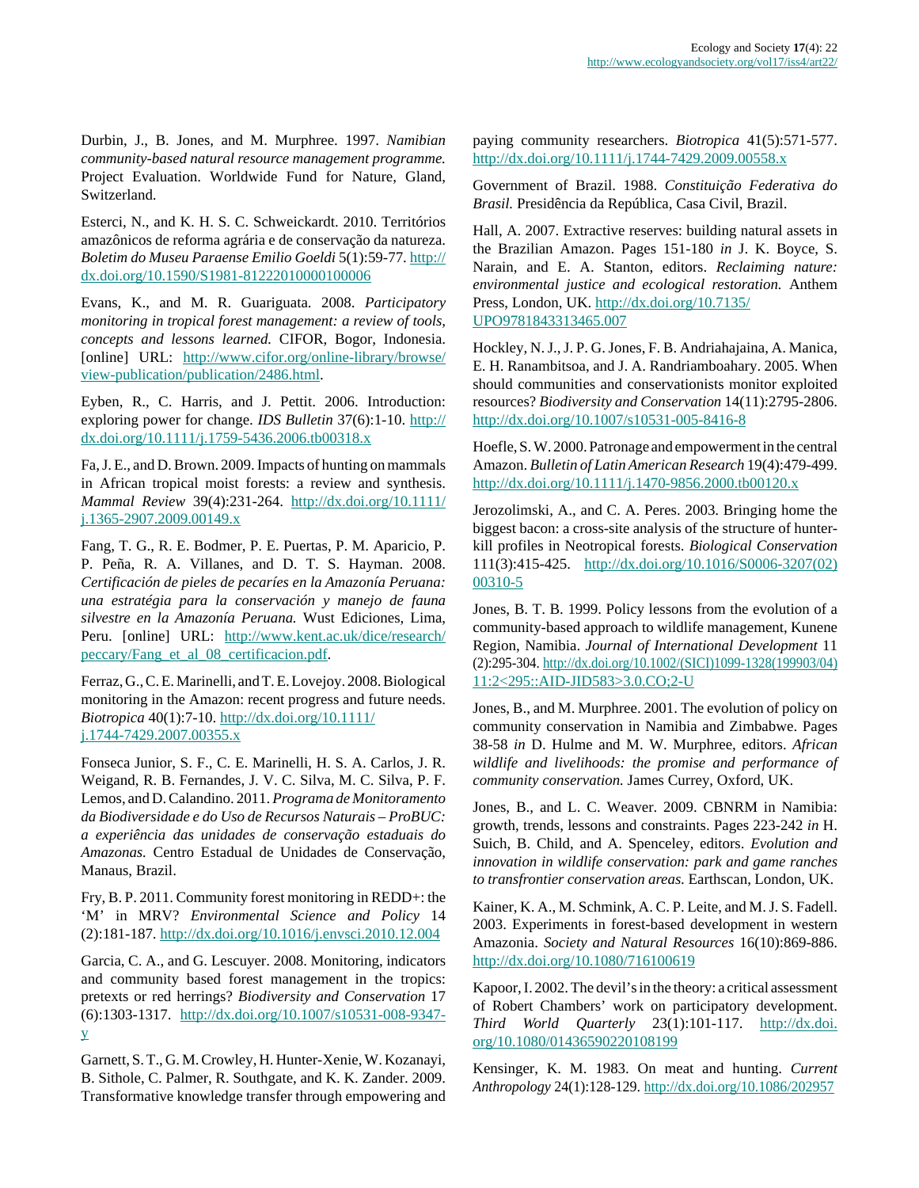Durbin, J., B. Jones, and M. Murphree. 1997. *Namibian community-based natural resource management programme.* Project Evaluation. Worldwide Fund for Nature, Gland, Switzerland.

Esterci, N., and K. H. S. C. Schweickardt. 2010. Territórios amazônicos de reforma agrária e de conservação da natureza. *Boletim do Museu Paraense Emilio Goeldi* 5(1):59-77. http://dx.doi.org/10.1590/S1981-81222010000100006

Evans, K., and M. R. Guariguata. 2008. *Participatory monitoring in tropical forest management: a review of tools, concepts and lessons learned.* CIFOR, Bogor, Indonesia. [online] URL: http://www.cifor.org/online-library/browse/view-publication/publication/2486.html.

Eyben, R., C. Harris, and J. Pettit. 2006. Introduction: exploring power for change. *IDS Bulletin* 37(6):1-10. http://dx.doi.org/10.1111/j.1759-5436.2006.tb00318.x

Fa, J. E., and D. Brown. 2009. Impacts of hunting on mammals in African tropical moist forests: a review and synthesis. *Mammal Review* 39(4):231-264. http://dx.doi.org/10.1111/j.1365-2907.2009.00149.x

Fang, T. G., R. E. Bodmer, P. E. Puertas, P. M. Aparicio, P. P. Peña, R. A. Villanes, and D. T. S. Hayman. 2008. *Certificación de pieles de pecaríes en la Amazonía Peruana: una estratégia para la conservación y manejo de fauna silvestre en la Amazonía Peruana.* Wust Ediciones, Lima, Peru. [online] URL: http://www.kent.ac.uk/dice/research/peccary/Fang_et_al_08_certificacion.pdf.

Ferraz, G., C. E. Marinelli, and T. E. Lovejoy. 2008. Biological monitoring in the Amazon: recent progress and future needs. *Biotropica* 40(1):7-10. http://dx.doi.org/10.1111/j.1744-7429.2007.00355.x

Fonseca Junior, S. F., C. E. Marinelli, H. S. A. Carlos, J. R. Weigand, R. B. Fernandes, J. V. C. Silva, M. C. Silva, P. F. Lemos, and D. Calandino. 2011. *Programa de Monitoramento da Biodiversidade e do Uso de Recursos Naturais – ProBUC: a experiência das unidades de conservação estaduais do Amazonas.* Centro Estadual de Unidades de Conservação, Manaus, Brazil.

Fry, B. P. 2011. Community forest monitoring in REDD+: the 'M' in MRV? *Environmental Science and Policy* 14 (2):181-187. http://dx.doi.org/10.1016/j.envsci.2010.12.004

Garcia, C. A., and G. Lescuyer. 2008. Monitoring, indicators and community based forest management in the tropics: pretexts or red herrings? *Biodiversity and Conservation* 17 (6):1303-1317. http://dx.doi.org/10.1007/s10531-008-9347-y

Garnett, S. T., G. M. Crowley, H. Hunter-Xenie, W. Kozanayi, B. Sithole, C. Palmer, R. Southgate, and K. K. Zander. 2009. Transformative knowledge transfer through empowering and paying community researchers. *Biotropica* 41(5):571-577. http://dx.doi.org/10.1111/j.1744-7429.2009.00558.x

Government of Brazil. 1988. *Constituição Federativa do Brasil.* Presidência da República, Casa Civil, Brazil.

Hall, A. 2007. Extractive reserves: building natural assets in the Brazilian Amazon. Pages 151-180 *in* J. K. Boyce, S. Narain, and E. A. Stanton, editors. *Reclaiming nature: environmental justice and ecological restoration.* Anthem Press, London, UK. http://dx.doi.org/10.7135/UPO9781843313465.007

Hockley, N. J., J. P. G. Jones, F. B. Andriahajaina, A. Manica, E. H. Ranambitsoa, and J. A. Randriamboahary. 2005. When should communities and conservationists monitor exploited resources? *Biodiversity and Conservation* 14(11):2795-2806. http://dx.doi.org/10.1007/s10531-005-8416-8

Hoefle, S. W. 2000. Patronage and empowerment in the central Amazon. *Bulletin of Latin American Research* 19(4):479-499. http://dx.doi.org/10.1111/j.1470-9856.2000.tb00120.x

Jerozolimski, A., and C. A. Peres. 2003. Bringing home the biggest bacon: a cross-site analysis of the structure of hunter-kill profiles in Neotropical forests. *Biological Conservation* 111(3):415-425. http://dx.doi.org/10.1016/S0006-3207(02)00310-5

Jones, B. T. B. 1999. Policy lessons from the evolution of a community-based approach to wildlife management, Kunene Region, Namibia. *Journal of International Development* 11 (2):295-304. http://dx.doi.org/10.1002/(SICI)1099-1328(199903/04)11:2<295::AID-JID583>3.0.CO;2-U

Jones, B., and M. Murphree. 2001. The evolution of policy on community conservation in Namibia and Zimbabwe. Pages 38-58 *in* D. Hulme and M. W. Murphree, editors. *African wildlife and livelihoods: the promise and performance of community conservation.* James Currey, Oxford, UK.

Jones, B., and L. C. Weaver. 2009. CBNRM in Namibia: growth, trends, lessons and constraints. Pages 223-242 *in* H. Suich, B. Child, and A. Spenceley, editors. *Evolution and innovation in wildlife conservation: park and game ranches to transfrontier conservation areas.* Earthscan, London, UK.

Kainer, K. A., M. Schmink, A. C. P. Leite, and M. J. S. Fadell. 2003. Experiments in forest-based development in western Amazonia. *Society and Natural Resources* 16(10):869-886. http://dx.doi.org/10.1080/716100619

Kapoor, I. 2002. The devil's in the theory: a critical assessment of Robert Chambers' work on participatory development. *Third World Quarterly* 23(1):101-117. http://dx.doi.org/10.1080/01436590220108199

Kensinger, K. M. 1983. On meat and hunting. *Current Anthropology* 24(1):128-129. http://dx.doi.org/10.1086/202957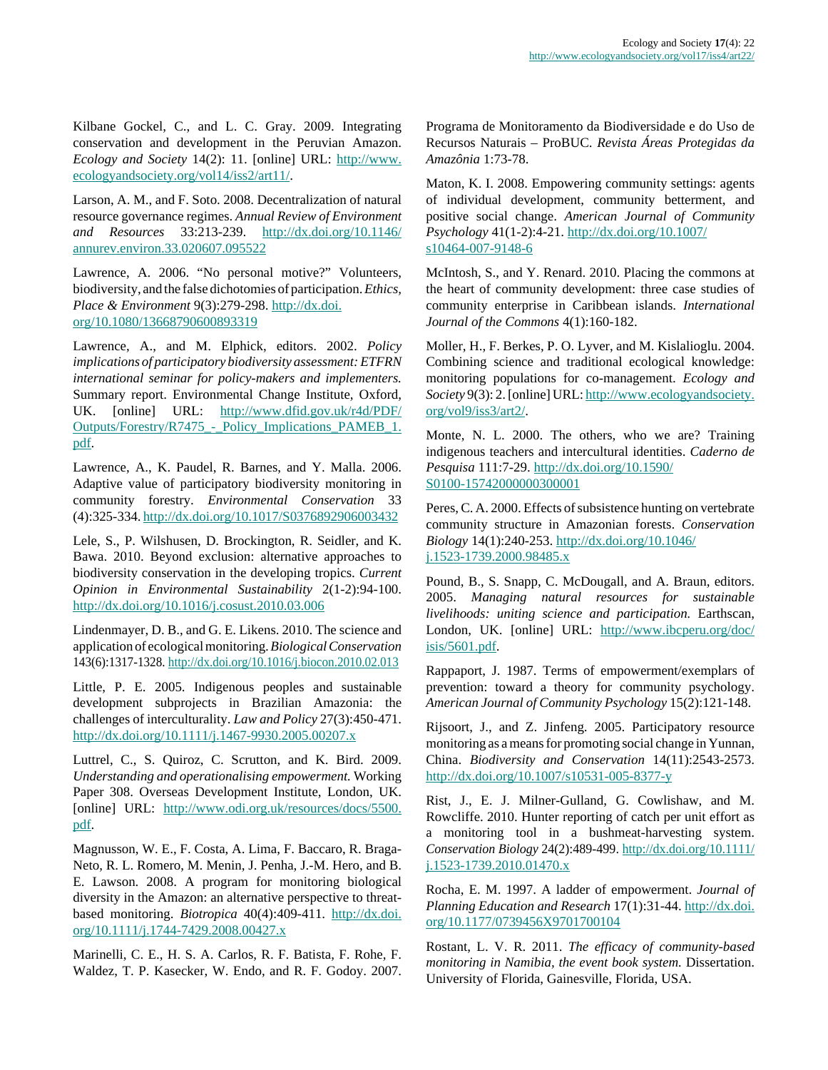Kilbane Gockel, C., and L. C. Gray. 2009. Integrating conservation and development in the Peruvian Amazon. *Ecology and Society* 14(2): 11. [online] URL: http://www.ecologyandsociety.org/vol14/iss2/art11/.

Larson, A. M., and F. Soto. 2008. Decentralization of natural resource governance regimes. *Annual Review of Environment and Resources* 33:213-239. http://dx.doi.org/10.1146/annurev.environ.33.020607.095522

Lawrence, A. 2006. "No personal motive?" Volunteers, biodiversity, and the false dichotomies of participation. *Ethics, Place & Environment* 9(3):279-298. http://dx.doi.org/10.1080/13668790600893319

Lawrence, A., and M. Elphick, editors. 2002. *Policy implications of participatory biodiversity assessment: ETFRN international seminar for policy-makers and implementers.* Summary report. Environmental Change Institute, Oxford, UK. [online] URL: http://www.dfid.gov.uk/r4d/PDF/Outputs/Forestry/R7475_-_Policy_Implications_PAMEB_1.pdf.

Lawrence, A., K. Paudel, R. Barnes, and Y. Malla. 2006. Adaptive value of participatory biodiversity monitoring in community forestry. *Environmental Conservation* 33 (4):325-334. http://dx.doi.org/10.1017/S0376892906003432

Lele, S., P. Wilshusen, D. Brockington, R. Seidler, and K. Bawa. 2010. Beyond exclusion: alternative approaches to biodiversity conservation in the developing tropics. *Current Opinion in Environmental Sustainability* 2(1-2):94-100. http://dx.doi.org/10.1016/j.cosust.2010.03.006

Lindenmayer, D. B., and G. E. Likens. 2010. The science and application of ecological monitoring. *Biological Conservation* 143(6):1317-1328. http://dx.doi.org/10.1016/j.biocon.2010.02.013

Little, P. E. 2005. Indigenous peoples and sustainable development subprojects in Brazilian Amazonia: the challenges of interculturality. *Law and Policy* 27(3):450-471. http://dx.doi.org/10.1111/j.1467-9930.2005.00207.x

Luttrel, C., S. Quiroz, C. Scrutton, and K. Bird. 2009. *Understanding and operationalising empowerment.* Working Paper 308. Overseas Development Institute, London, UK. [online] URL: http://www.odi.org.uk/resources/docs/5500.pdf.

Magnusson, W. E., F. Costa, A. Lima, F. Baccaro, R. Braga-Neto, R. L. Romero, M. Menin, J. Penha, J.-M. Hero, and B. E. Lawson. 2008. A program for monitoring biological diversity in the Amazon: an alternative perspective to threat-based monitoring. *Biotropica* 40(4):409-411. http://dx.doi.org/10.1111/j.1744-7429.2008.00427.x

Marinelli, C. E., H. S. A. Carlos, R. F. Batista, F. Rohe, F. Waldez, T. P. Kasecker, W. Endo, and R. F. Godoy. 2007. Programa de Monitoramento da Biodiversidade e do Uso de Recursos Naturais – ProBUC. *Revista Áreas Protegidas da Amazônia* 1:73-78.

Maton, K. I. 2008. Empowering community settings: agents of individual development, community betterment, and positive social change. *American Journal of Community Psychology* 41(1-2):4-21. http://dx.doi.org/10.1007/s10464-007-9148-6

McIntosh, S., and Y. Renard. 2010. Placing the commons at the heart of community development: three case studies of community enterprise in Caribbean islands. *International Journal of the Commons* 4(1):160-182.

Moller, H., F. Berkes, P. O. Lyver, and M. Kislalioglu. 2004. Combining science and traditional ecological knowledge: monitoring populations for co-management. *Ecology and Society* 9(3): 2. [online] URL: http://www.ecologyandsociety.org/vol9/iss3/art2/.

Monte, N. L. 2000. The others, who we are? Training indigenous teachers and intercultural identities. *Caderno de Pesquisa* 111:7-29. http://dx.doi.org/10.1590/S0100-15742000000300001

Peres, C. A. 2000. Effects of subsistence hunting on vertebrate community structure in Amazonian forests. *Conservation Biology* 14(1):240-253. http://dx.doi.org/10.1046/j.1523-1739.2000.98485.x

Pound, B., S. Snapp, C. McDougall, and A. Braun, editors. 2005. *Managing natural resources for sustainable livelihoods: uniting science and participation.* Earthscan, London, UK. [online] URL: http://www.ibcperu.org/doc/isis/5601.pdf.

Rappaport, J. 1987. Terms of empowerment/exemplars of prevention: toward a theory for community psychology. *American Journal of Community Psychology* 15(2):121-148.

Rijsoort, J., and Z. Jinfeng. 2005. Participatory resource monitoring as a means for promoting social change in Yunnan, China. *Biodiversity and Conservation* 14(11):2543-2573. http://dx.doi.org/10.1007/s10531-005-8377-y

Rist, J., E. J. Milner-Gulland, G. Cowlishaw, and M. Rowcliffe. 2010. Hunter reporting of catch per unit effort as a monitoring tool in a bushmeat-harvesting system. *Conservation Biology* 24(2):489-499. http://dx.doi.org/10.1111/j.1523-1739.2010.01470.x

Rocha, E. M. 1997. A ladder of empowerment. *Journal of Planning Education and Research* 17(1):31-44. http://dx.doi.org/10.1177/0739456X9701700104

Rostant, L. V. R. 2011. *The efficacy of community-based monitoring in Namibia, the event book system.* Dissertation. University of Florida, Gainesville, Florida, USA.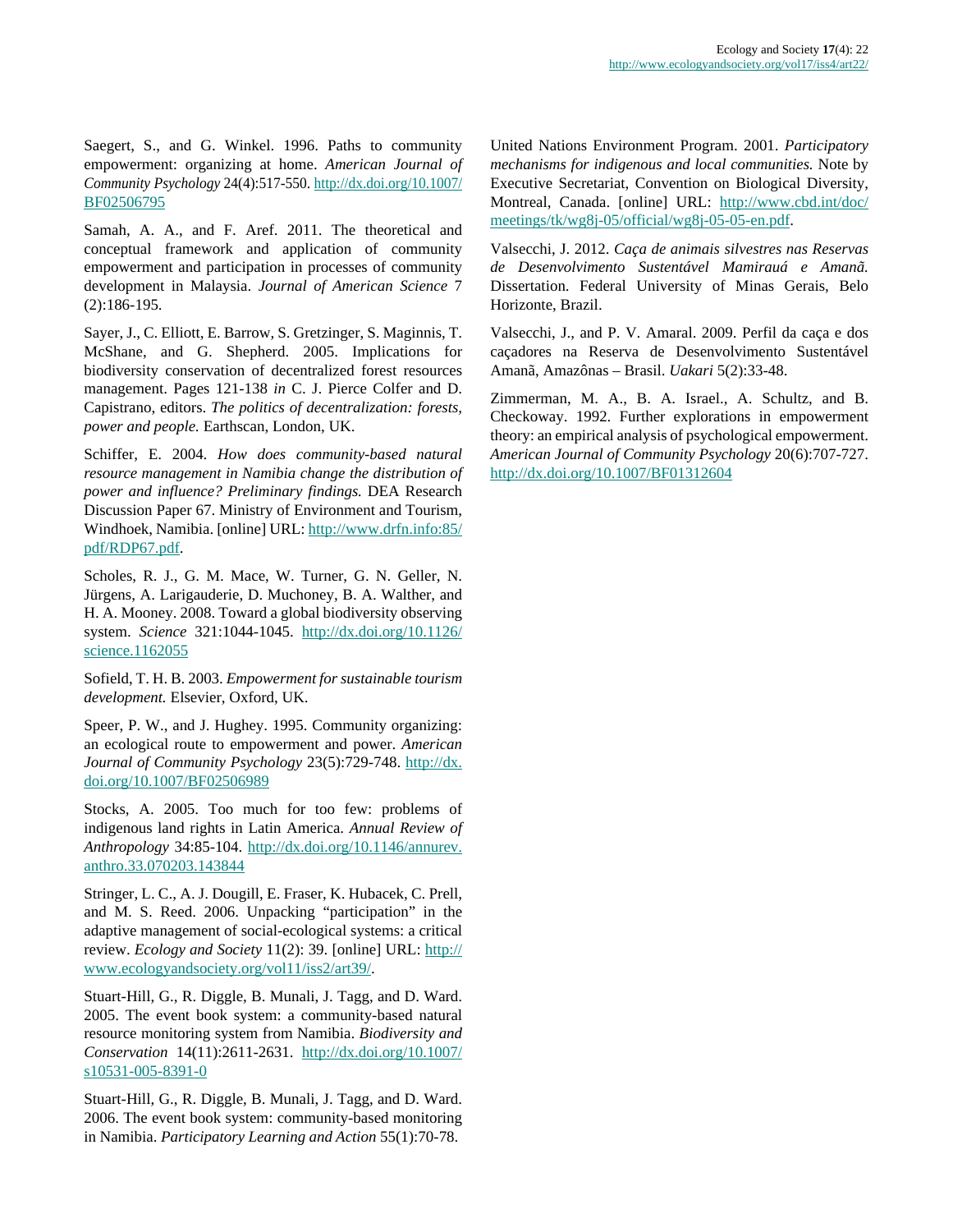Saegert, S., and G. Winkel. 1996. Paths to community empowerment: organizing at home. *American Journal of Community Psychology* 24(4):517-550. http://dx.doi.org/10.1007/BF02506795

Samah, A. A., and F. Aref. 2011. The theoretical and conceptual framework and application of community empowerment and participation in processes of community development in Malaysia. *Journal of American Science* 7 (2):186-195.

Sayer, J., C. Elliott, E. Barrow, S. Gretzinger, S. Maginnis, T. McShane, and G. Shepherd. 2005. Implications for biodiversity conservation of decentralized forest resources management. Pages 121-138 *in* C. J. Pierce Colfer and D. Capistrano, editors. *The politics of decentralization: forests, power and people.* Earthscan, London, UK.

Schiffer, E. 2004. *How does community-based natural resource management in Namibia change the distribution of power and influence? Preliminary findings.* DEA Research Discussion Paper 67. Ministry of Environment and Tourism, Windhoek, Namibia. [online] URL: http://www.drfn.info:85/pdf/RDP67.pdf.

Scholes, R. J., G. M. Mace, W. Turner, G. N. Geller, N. Jürgens, A. Larigauderie, D. Muchoney, B. A. Walther, and H. A. Mooney. 2008. Toward a global biodiversity observing system. *Science* 321:1044-1045. http://dx.doi.org/10.1126/science.1162055

Sofield, T. H. B. 2003. *Empowerment for sustainable tourism development.* Elsevier, Oxford, UK.

Speer, P. W., and J. Hughey. 1995. Community organizing: an ecological route to empowerment and power. *American Journal of Community Psychology* 23(5):729-748. http://dx.doi.org/10.1007/BF02506989

Stocks, A. 2005. Too much for too few: problems of indigenous land rights in Latin America. *Annual Review of Anthropology* 34:85-104. http://dx.doi.org/10.1146/annurev.anthro.33.070203.143844

Stringer, L. C., A. J. Dougill, E. Fraser, K. Hubacek, C. Prell, and M. S. Reed. 2006. Unpacking "participation" in the adaptive management of social-ecological systems: a critical review. *Ecology and Society* 11(2): 39. [online] URL: http://www.ecologyandsociety.org/vol11/iss2/art39/.

Stuart-Hill, G., R. Diggle, B. Munali, J. Tagg, and D. Ward. 2005. The event book system: a community-based natural resource monitoring system from Namibia. *Biodiversity and Conservation* 14(11):2611-2631. http://dx.doi.org/10.1007/s10531-005-8391-0

Stuart-Hill, G., R. Diggle, B. Munali, J. Tagg, and D. Ward. 2006. The event book system: community-based monitoring in Namibia. *Participatory Learning and Action* 55(1):70-78.

United Nations Environment Program. 2001. *Participatory mechanisms for indigenous and local communities.* Note by Executive Secretariat, Convention on Biological Diversity, Montreal, Canada. [online] URL: http://www.cbd.int/doc/meetings/tk/wg8j-05/official/wg8j-05-05-en.pdf.

Valsecchi, J. 2012. *Caça de animais silvestres nas Reservas de Desenvolvimento Sustentável Mamirauá e Amanã.* Dissertation. Federal University of Minas Gerais, Belo Horizonte, Brazil.

Valsecchi, J., and P. V. Amaral. 2009. Perfil da caça e dos caçadores na Reserva de Desenvolvimento Sustentável Amanã, Amazônas – Brasil. *Uakari* 5(2):33-48.

Zimmerman, M. A., B. A. Israel., A. Schultz, and B. Checkoway. 1992. Further explorations in empowerment theory: an empirical analysis of psychological empowerment. *American Journal of Community Psychology* 20(6):707-727. http://dx.doi.org/10.1007/BF01312604